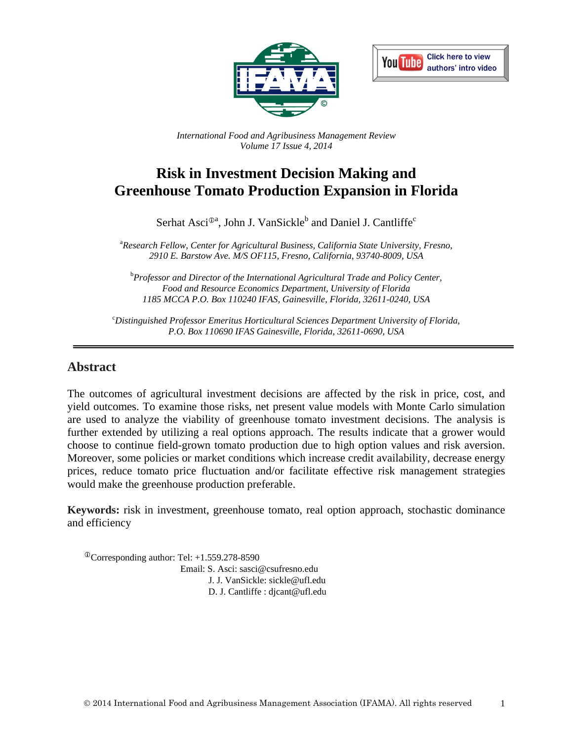*International Food and Agribusiness Management Review*
*Volume 17 Issue 4, 2014*

# Risk in Investment Decision Making and Greenhouse Tomato Production Expansion in Florida

Serhat Asci[ⓘa], John J. VanSickle[b] and Daniel J. Cantliffe[c]

[a] *Research Fellow, Center for Agricultural Business, California State University, Fresno, 2910 E. Barstow Ave. M/S OF115, Fresno, California, 93740-8009, USA*

[b] *Professor and Director of the International Agricultural Trade and Policy Center, Food and Resource Economics Department, University of Florida 1185 MCCA P.O. Box 110240 IFAS, Gainesville, Florida, 32611-0240, USA*

[c] *Distinguished Professor Emeritus Horticultural Sciences Department University of Florida, P.O. Box 110690 IFAS Gainesville, Florida, 32611-0690, USA*

## Abstract

The outcomes of agricultural investment decisions are affected by the risk in price, cost, and yield outcomes. To examine those risks, net present value models with Monte Carlo simulation are used to analyze the viability of greenhouse tomato investment decisions. The analysis is further extended by utilizing a real options approach. The results indicate that a grower would choose to continue field-grown tomato production due to high option values and risk aversion. Moreover, some policies or market conditions which increase credit availability, decrease energy prices, reduce tomato price fluctuation and/or facilitate effective risk management strategies would make the greenhouse production preferable.

**Keywords:** risk in investment, greenhouse tomato, real option approach, stochastic dominance and efficiency

ⓘCorresponding author: Tel: +1.559.278-8590
Email: S. Asci: sasci@csufresno.edu
J. J. VanSickle: sickle@ufl.edu
D. J. Cantliffe : djcant@ufl.edu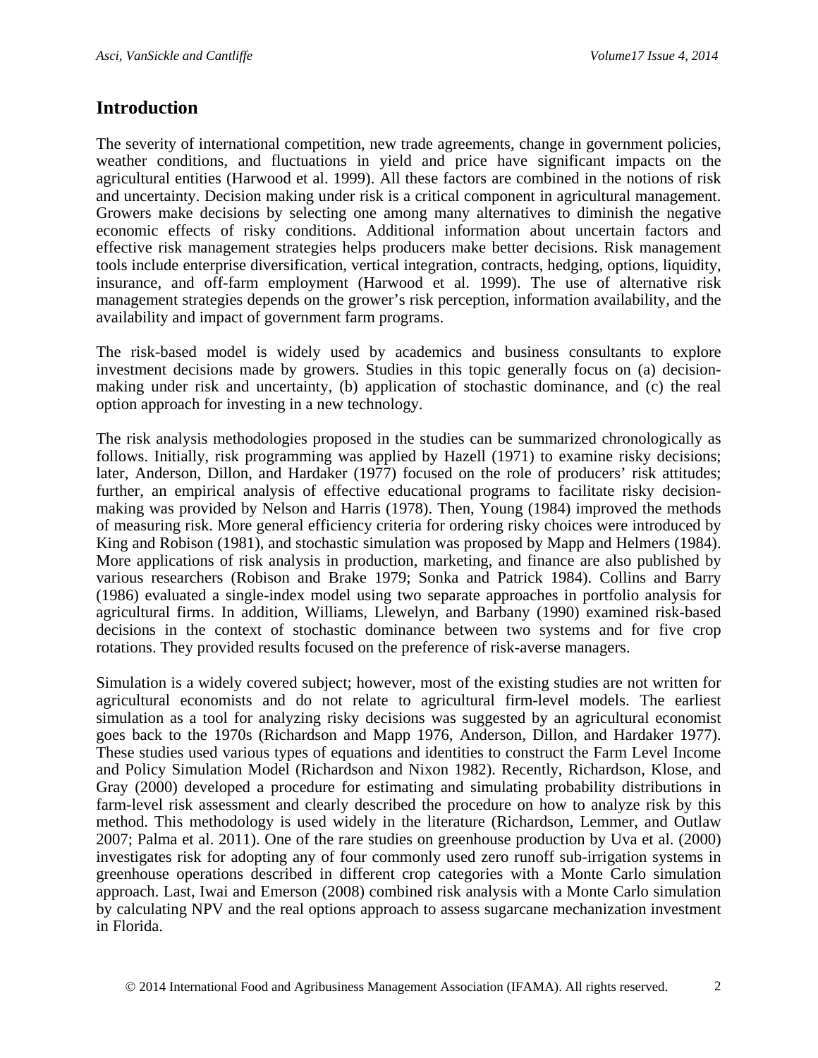## Introduction

The severity of international competition, new trade agreements, change in government policies, weather conditions, and fluctuations in yield and price have significant impacts on the agricultural entities (Harwood et al. 1999). All these factors are combined in the notions of risk and uncertainty. Decision making under risk is a critical component in agricultural management. Growers make decisions by selecting one among many alternatives to diminish the negative economic effects of risky conditions. Additional information about uncertain factors and effective risk management strategies helps producers make better decisions. Risk management tools include enterprise diversification, vertical integration, contracts, hedging, options, liquidity, insurance, and off-farm employment (Harwood et al. 1999). The use of alternative risk management strategies depends on the grower's risk perception, information availability, and the availability and impact of government farm programs.

The risk-based model is widely used by academics and business consultants to explore investment decisions made by growers. Studies in this topic generally focus on (a) decision-making under risk and uncertainty, (b) application of stochastic dominance, and (c) the real option approach for investing in a new technology.

The risk analysis methodologies proposed in the studies can be summarized chronologically as follows. Initially, risk programming was applied by Hazell (1971) to examine risky decisions; later, Anderson, Dillon, and Hardaker (1977) focused on the role of producers' risk attitudes; further, an empirical analysis of effective educational programs to facilitate risky decision-making was provided by Nelson and Harris (1978). Then, Young (1984) improved the methods of measuring risk. More general efficiency criteria for ordering risky choices were introduced by King and Robison (1981), and stochastic simulation was proposed by Mapp and Helmers (1984). More applications of risk analysis in production, marketing, and finance are also published by various researchers (Robison and Brake 1979; Sonka and Patrick 1984). Collins and Barry (1986) evaluated a single-index model using two separate approaches in portfolio analysis for agricultural firms. In addition, Williams, Llewelyn, and Barbany (1990) examined risk-based decisions in the context of stochastic dominance between two systems and for five crop rotations. They provided results focused on the preference of risk-averse managers.

Simulation is a widely covered subject; however, most of the existing studies are not written for agricultural economists and do not relate to agricultural firm-level models. The earliest simulation as a tool for analyzing risky decisions was suggested by an agricultural economist goes back to the 1970s (Richardson and Mapp 1976, Anderson, Dillon, and Hardaker 1977). These studies used various types of equations and identities to construct the Farm Level Income and Policy Simulation Model (Richardson and Nixon 1982). Recently, Richardson, Klose, and Gray (2000) developed a procedure for estimating and simulating probability distributions in farm-level risk assessment and clearly described the procedure on how to analyze risk by this method. This methodology is used widely in the literature (Richardson, Lemmer, and Outlaw 2007; Palma et al. 2011). One of the rare studies on greenhouse production by Uva et al. (2000) investigates risk for adopting any of four commonly used zero runoff sub-irrigation systems in greenhouse operations described in different crop categories with a Monte Carlo simulation approach. Last, Iwai and Emerson (2008) combined risk analysis with a Monte Carlo simulation by calculating NPV and the real options approach to assess sugarcane mechanization investment in Florida.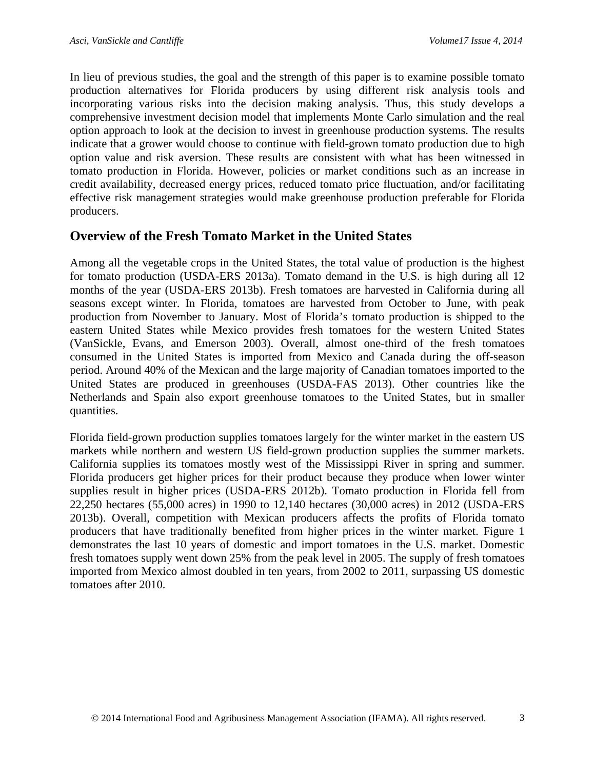In lieu of previous studies, the goal and the strength of this paper is to examine possible tomato production alternatives for Florida producers by using different risk analysis tools and incorporating various risks into the decision making analysis. Thus, this study develops a comprehensive investment decision model that implements Monte Carlo simulation and the real option approach to look at the decision to invest in greenhouse production systems. The results indicate that a grower would choose to continue with field-grown tomato production due to high option value and risk aversion. These results are consistent with what has been witnessed in tomato production in Florida. However, policies or market conditions such as an increase in credit availability, decreased energy prices, reduced tomato price fluctuation, and/or facilitating effective risk management strategies would make greenhouse production preferable for Florida producers.

## Overview of the Fresh Tomato Market in the United States

Among all the vegetable crops in the United States, the total value of production is the highest for tomato production (USDA-ERS 2013a). Tomato demand in the U.S. is high during all 12 months of the year (USDA-ERS 2013b). Fresh tomatoes are harvested in California during all seasons except winter. In Florida, tomatoes are harvested from October to June, with peak production from November to January. Most of Florida's tomato production is shipped to the eastern United States while Mexico provides fresh tomatoes for the western United States (VanSickle, Evans, and Emerson 2003). Overall, almost one-third of the fresh tomatoes consumed in the United States is imported from Mexico and Canada during the off-season period. Around 40% of the Mexican and the large majority of Canadian tomatoes imported to the United States are produced in greenhouses (USDA-FAS 2013). Other countries like the Netherlands and Spain also export greenhouse tomatoes to the United States, but in smaller quantities.

Florida field-grown production supplies tomatoes largely for the winter market in the eastern US markets while northern and western US field-grown production supplies the summer markets. California supplies its tomatoes mostly west of the Mississippi River in spring and summer. Florida producers get higher prices for their product because they produce when lower winter supplies result in higher prices (USDA-ERS 2012b). Tomato production in Florida fell from 22,250 hectares (55,000 acres) in 1990 to 12,140 hectares (30,000 acres) in 2012 (USDA-ERS 2013b). Overall, competition with Mexican producers affects the profits of Florida tomato producers that have traditionally benefited from higher prices in the winter market. Figure 1 demonstrates the last 10 years of domestic and import tomatoes in the U.S. market. Domestic fresh tomatoes supply went down 25% from the peak level in 2005. The supply of fresh tomatoes imported from Mexico almost doubled in ten years, from 2002 to 2011, surpassing US domestic tomatoes after 2010.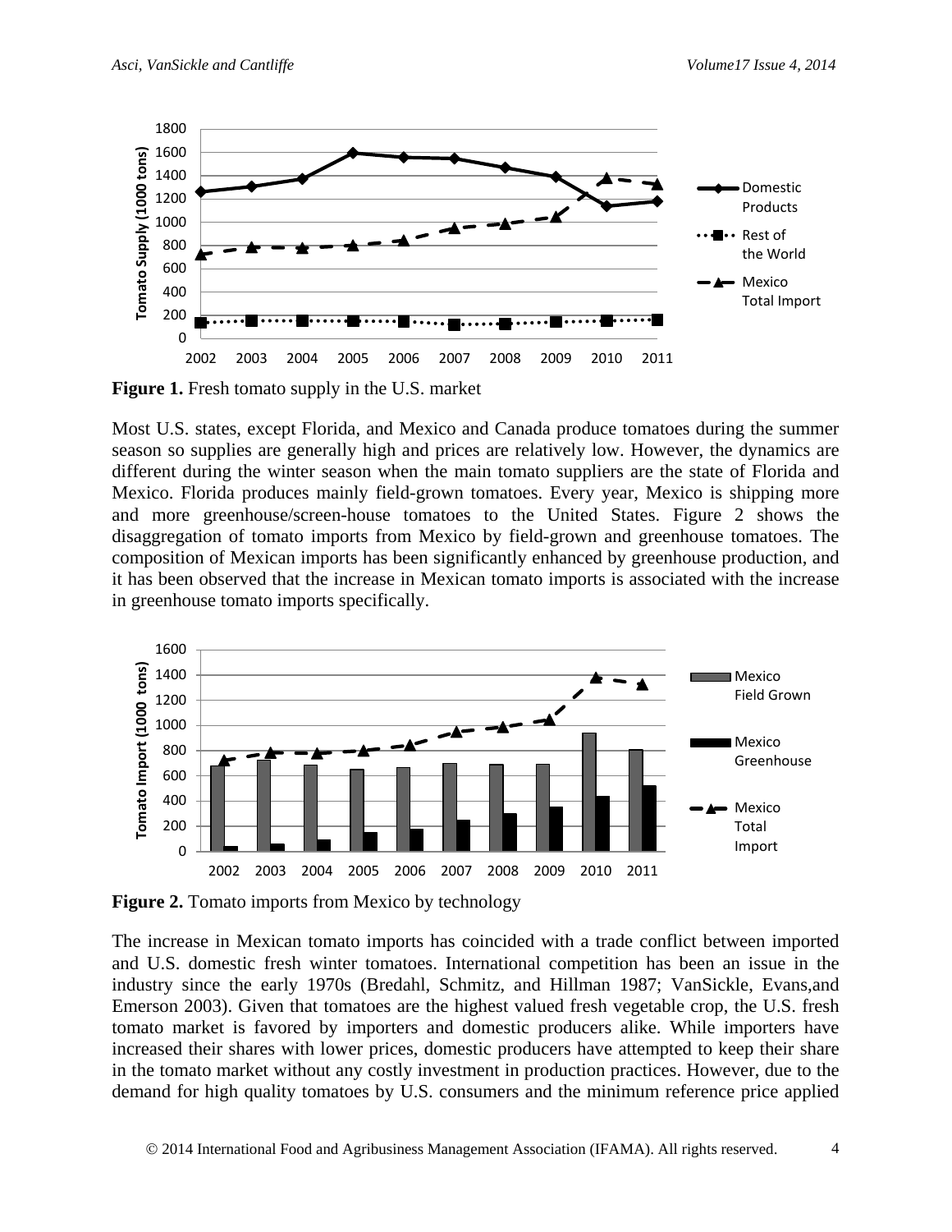**Figure 1.** Fresh tomato supply in the U.S. market

Most U.S. states, except Florida, and Mexico and Canada produce tomatoes during the summer season so supplies are generally high and prices are relatively low. However, the dynamics are different during the winter season when the main tomato suppliers are the state of Florida and Mexico. Florida produces mainly field-grown tomatoes. Every year, Mexico is shipping more and more greenhouse/screen-house tomatoes to the United States. Figure 2 shows the disaggregation of tomato imports from Mexico by field-grown and greenhouse tomatoes. The composition of Mexican imports has been significantly enhanced by greenhouse production, and it has been observed that the increase in Mexican tomato imports is associated with the increase in greenhouse tomato imports specifically.

**Figure 2.** Tomato imports from Mexico by technology

The increase in Mexican tomato imports has coincided with a trade conflict between imported and U.S. domestic fresh winter tomatoes. International competition has been an issue in the industry since the early 1970s (Bredahl, Schmitz, and Hillman 1987; VanSickle, Evans,and Emerson 2003). Given that tomatoes are the highest valued fresh vegetable crop, the U.S. fresh tomato market is favored by importers and domestic producers alike. While importers have increased their shares with lower prices, domestic producers have attempted to keep their share in the tomato market without any costly investment in production practices. However, due to the demand for high quality tomatoes by U.S. consumers and the minimum reference price applied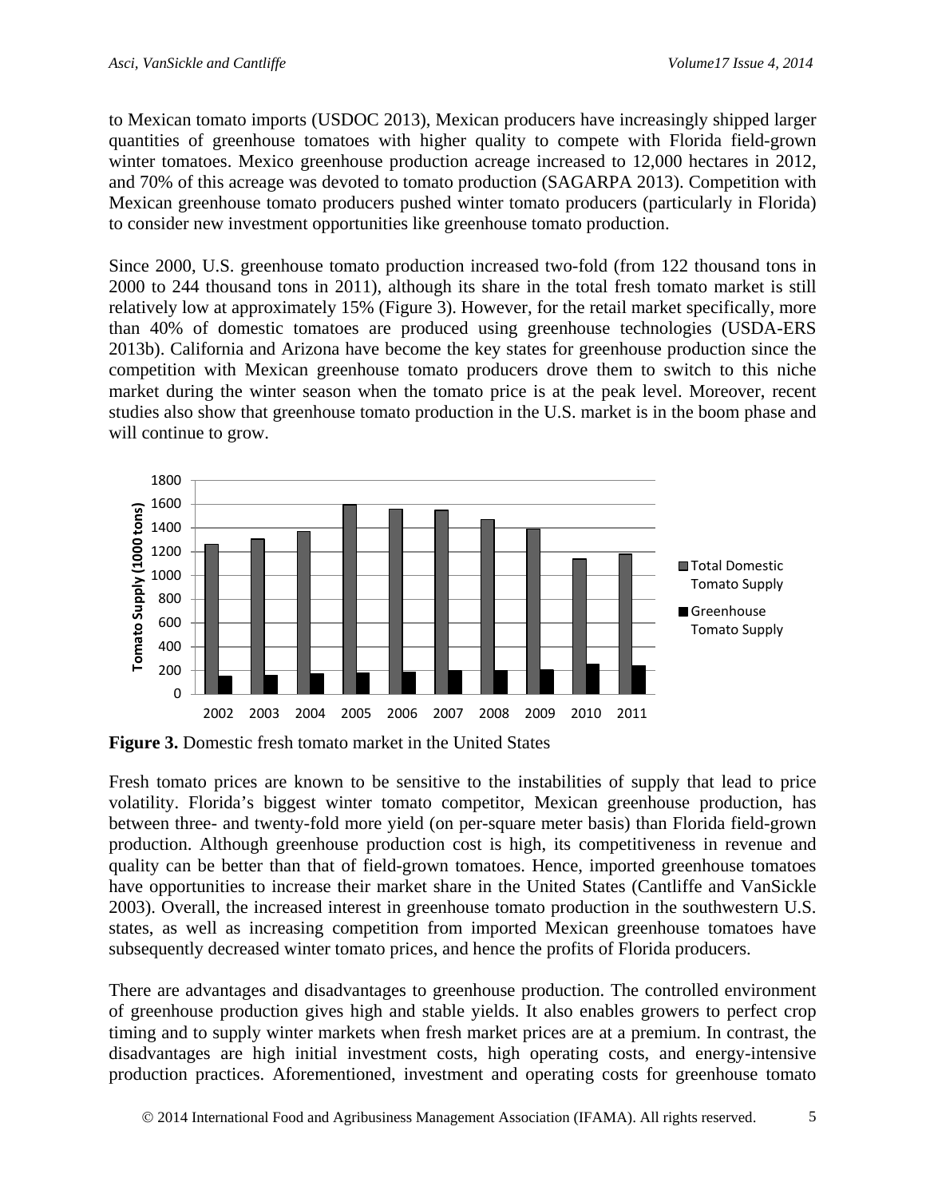to Mexican tomato imports (USDOC 2013), Mexican producers have increasingly shipped larger quantities of greenhouse tomatoes with higher quality to compete with Florida field-grown winter tomatoes. Mexico greenhouse production acreage increased to 12,000 hectares in 2012, and 70% of this acreage was devoted to tomato production (SAGARPA 2013). Competition with Mexican greenhouse tomato producers pushed winter tomato producers (particularly in Florida) to consider new investment opportunities like greenhouse tomato production.

Since 2000, U.S. greenhouse tomato production increased two-fold (from 122 thousand tons in 2000 to 244 thousand tons in 2011), although its share in the total fresh tomato market is still relatively low at approximately 15% (Figure 3). However, for the retail market specifically, more than 40% of domestic tomatoes are produced using greenhouse technologies (USDA-ERS 2013b). California and Arizona have become the key states for greenhouse production since the competition with Mexican greenhouse tomato producers drove them to switch to this niche market during the winter season when the tomato price is at the peak level. Moreover, recent studies also show that greenhouse tomato production in the U.S. market is in the boom phase and will continue to grow.

**Figure 3.** Domestic fresh tomato market in the United States

Fresh tomato prices are known to be sensitive to the instabilities of supply that lead to price volatility. Florida's biggest winter tomato competitor, Mexican greenhouse production, has between three- and twenty-fold more yield (on per-square meter basis) than Florida field-grown production. Although greenhouse production cost is high, its competitiveness in revenue and quality can be better than that of field-grown tomatoes. Hence, imported greenhouse tomatoes have opportunities to increase their market share in the United States (Cantliffe and VanSickle 2003). Overall, the increased interest in greenhouse tomato production in the southwestern U.S. states, as well as increasing competition from imported Mexican greenhouse tomatoes have subsequently decreased winter tomato prices, and hence the profits of Florida producers.

There are advantages and disadvantages to greenhouse production. The controlled environment of greenhouse production gives high and stable yields. It also enables growers to perfect crop timing and to supply winter markets when fresh market prices are at a premium. In contrast, the disadvantages are high initial investment costs, high operating costs, and energy-intensive production practices. Aforementioned, investment and operating costs for greenhouse tomato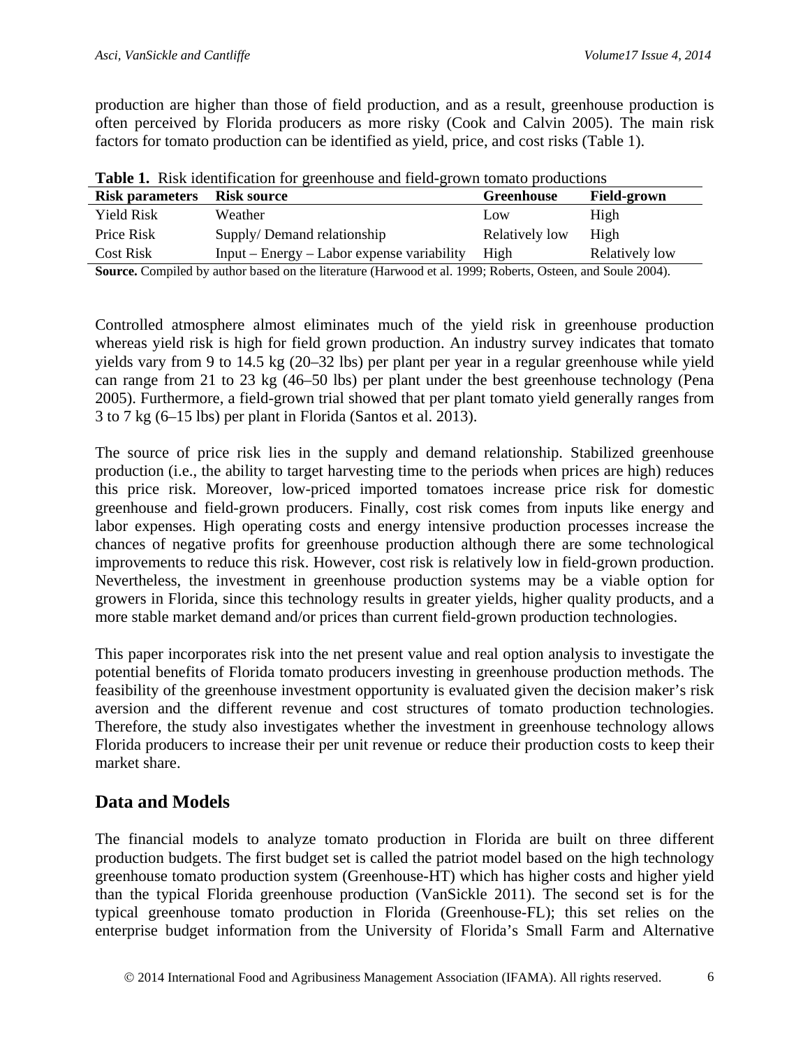production are higher than those of field production, and as a result, greenhouse production is often perceived by Florida producers as more risky (Cook and Calvin 2005). The main risk factors for tomato production can be identified as yield, price, and cost risks (Table 1).

**Table 1.** Risk identification for greenhouse and field-grown tomato productions

| Risk parameters | Risk source | Greenhouse | Field-grown |
|---|---|---|---|
| Yield Risk | Weather | Low | High |
| Price Risk | Supply/ Demand relationship | Relatively low | High |
| Cost Risk | Input – Energy – Labor expense variability | High | Relatively low |

**Source.** Compiled by author based on the literature (Harwood et al. 1999; Roberts, Osteen, and Soule 2004).

Controlled atmosphere almost eliminates much of the yield risk in greenhouse production whereas yield risk is high for field grown production. An industry survey indicates that tomato yields vary from 9 to 14.5 kg (20–32 lbs) per plant per year in a regular greenhouse while yield can range from 21 to 23 kg (46–50 lbs) per plant under the best greenhouse technology (Pena 2005). Furthermore, a field-grown trial showed that per plant tomato yield generally ranges from 3 to 7 kg (6–15 lbs) per plant in Florida (Santos et al. 2013).

The source of price risk lies in the supply and demand relationship. Stabilized greenhouse production (i.e., the ability to target harvesting time to the periods when prices are high) reduces this price risk. Moreover, low-priced imported tomatoes increase price risk for domestic greenhouse and field-grown producers. Finally, cost risk comes from inputs like energy and labor expenses. High operating costs and energy intensive production processes increase the chances of negative profits for greenhouse production although there are some technological improvements to reduce this risk. However, cost risk is relatively low in field-grown production. Nevertheless, the investment in greenhouse production systems may be a viable option for growers in Florida, since this technology results in greater yields, higher quality products, and a more stable market demand and/or prices than current field-grown production technologies.

This paper incorporates risk into the net present value and real option analysis to investigate the potential benefits of Florida tomato producers investing in greenhouse production methods. The feasibility of the greenhouse investment opportunity is evaluated given the decision maker's risk aversion and the different revenue and cost structures of tomato production technologies. Therefore, the study also investigates whether the investment in greenhouse technology allows Florida producers to increase their per unit revenue or reduce their production costs to keep their market share.

## Data and Models

The financial models to analyze tomato production in Florida are built on three different production budgets. The first budget set is called the patriot model based on the high technology greenhouse tomato production system (Greenhouse-HT) which has higher costs and higher yield than the typical Florida greenhouse production (VanSickle 2011). The second set is for the typical greenhouse tomato production in Florida (Greenhouse-FL); this set relies on the enterprise budget information from the University of Florida's Small Farm and Alternative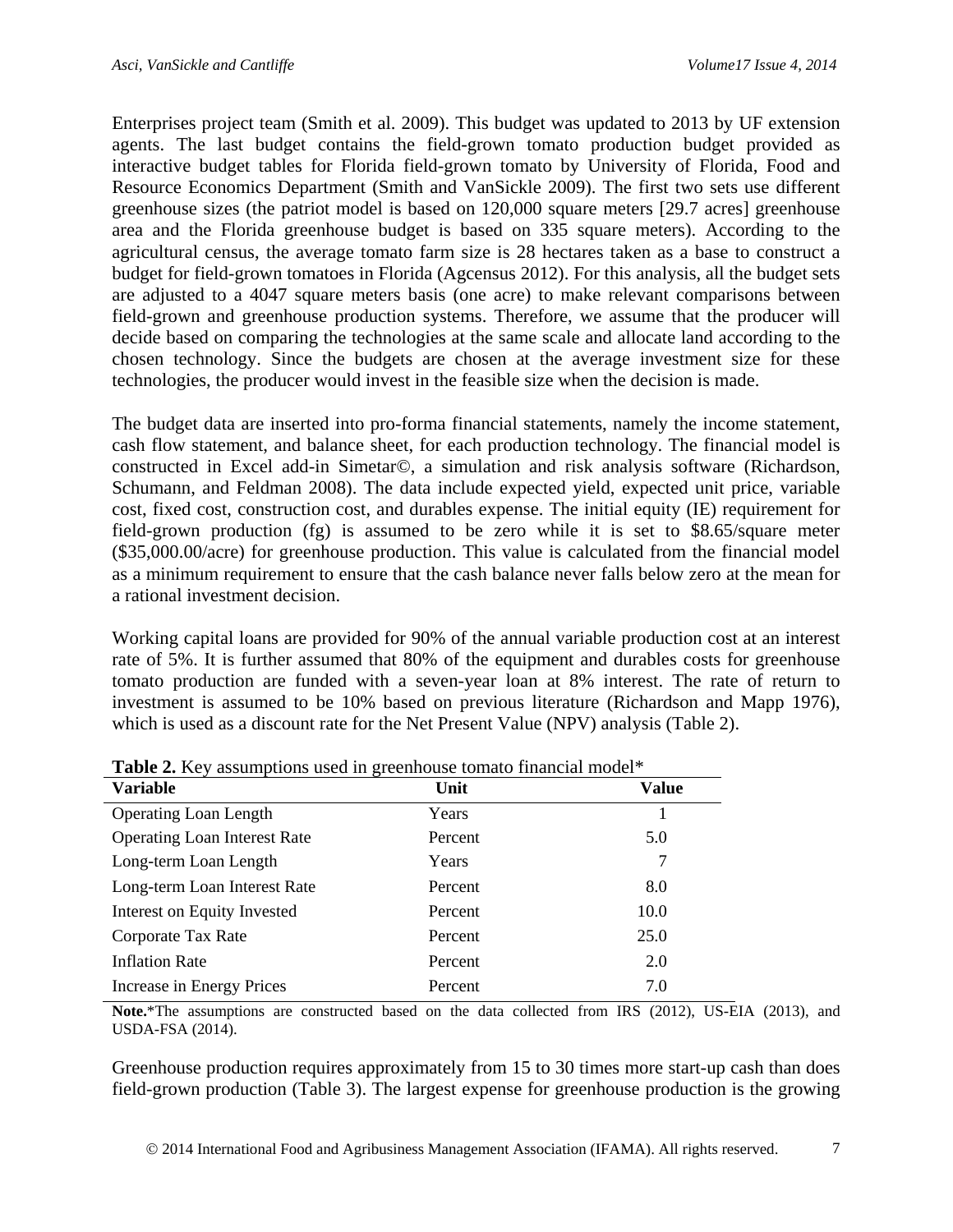Enterprises project team (Smith et al. 2009). This budget was updated to 2013 by UF extension agents. The last budget contains the field-grown tomato production budget provided as interactive budget tables for Florida field-grown tomato by University of Florida, Food and Resource Economics Department (Smith and VanSickle 2009). The first two sets use different greenhouse sizes (the patriot model is based on 120,000 square meters [29.7 acres] greenhouse area and the Florida greenhouse budget is based on 335 square meters). According to the agricultural census, the average tomato farm size is 28 hectares taken as a base to construct a budget for field-grown tomatoes in Florida (Agcensus 2012). For this analysis, all the budget sets are adjusted to a 4047 square meters basis (one acre) to make relevant comparisons between field-grown and greenhouse production systems. Therefore, we assume that the producer will decide based on comparing the technologies at the same scale and allocate land according to the chosen technology. Since the budgets are chosen at the average investment size for these technologies, the producer would invest in the feasible size when the decision is made.

The budget data are inserted into pro-forma financial statements, namely the income statement, cash flow statement, and balance sheet, for each production technology. The financial model is constructed in Excel add-in Simetar©, a simulation and risk analysis software (Richardson, Schumann, and Feldman 2008). The data include expected yield, expected unit price, variable cost, fixed cost, construction cost, and durables expense. The initial equity (IE) requirement for field-grown production (fg) is assumed to be zero while it is set to $8.65/square meter ($35,000.00/acre) for greenhouse production. This value is calculated from the financial model as a minimum requirement to ensure that the cash balance never falls below zero at the mean for a rational investment decision.

Working capital loans are provided for 90% of the annual variable production cost at an interest rate of 5%. It is further assumed that 80% of the equipment and durables costs for greenhouse tomato production are funded with a seven-year loan at 8% interest. The rate of return to investment is assumed to be 10% based on previous literature (Richardson and Mapp 1976), which is used as a discount rate for the Net Present Value (NPV) analysis (Table 2).

**Table 2.** Key assumptions used in greenhouse tomato financial model*

| Variable | Unit | Value |
|---|---|---|
| Operating Loan Length | Years | 1 |
| Operating Loan Interest Rate | Percent | 5.0 |
| Long-term Loan Length | Years | 7 |
| Long-term Loan Interest Rate | Percent | 8.0 |
| Interest on Equity Invested | Percent | 10.0 |
| Corporate Tax Rate | Percent | 25.0 |
| Inflation Rate | Percent | 2.0 |
| Increase in Energy Prices | Percent | 7.0 |

**Note.***The assumptions are constructed based on the data collected from IRS (2012), US-EIA (2013), and USDA-FSA (2014).

Greenhouse production requires approximately from 15 to 30 times more start-up cash than does field-grown production (Table 3). The largest expense for greenhouse production is the growing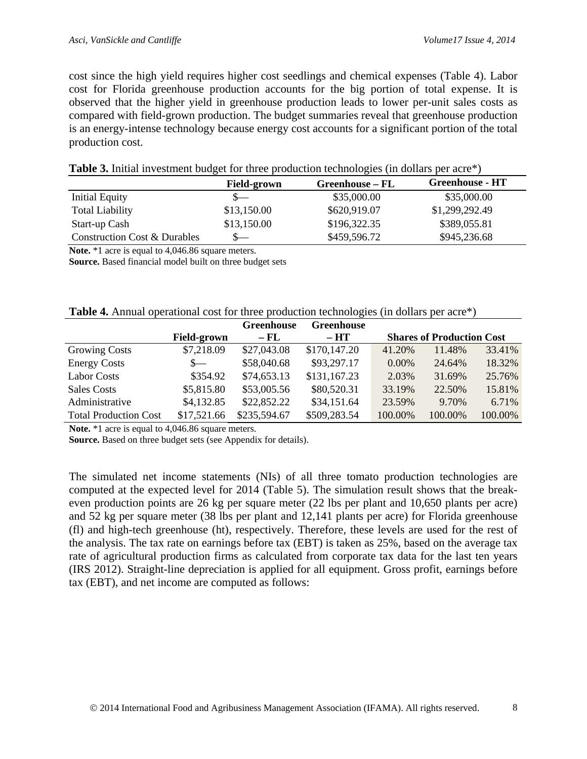cost since the high yield requires higher cost seedlings and chemical expenses (Table 4). Labor cost for Florida greenhouse production accounts for the big portion of total expense. It is observed that the higher yield in greenhouse production leads to lower per-unit sales costs as compared with field-grown production. The budget summaries reveal that greenhouse production is an energy-intense technology because energy cost accounts for a significant portion of the total production cost.

**Table 3.** Initial investment budget for three production technologies (in dollars per acre*)

| | Field-grown | Greenhouse – FL | Greenhouse - HT |
|---|---|---|---|
| Initial Equity | $— | $35,000.00 | $35,000.00 |
| Total Liability | $13,150.00 | $620,919.07 | $1,299,292.49 |
| Start-up Cash | $13,150.00 | $196,322.35 | $389,055.81 |
| Construction Cost & Durables | $— | $459,596.72 | $945,236.68 |

**Note.** *1 acre is equal to 4,046.86 square meters.
**Source.** Based financial model built on three budget sets

**Table 4.** Annual operational cost for three production technologies (in dollars per acre*)

| | Field-grown | Greenhouse – FL | Greenhouse – HT | Shares of Production Cost | | |
|---|---|---|---|---|---|---|
| Growing Costs | $7,218.09 | $27,043.08 | $170,147.20 | 41.20% | 11.48% | 33.41% |
| Energy Costs | $— | $58,040.68 | $93,297.17 | 0.00% | 24.64% | 18.32% |
| Labor Costs | $354.92 | $74,653.13 | $131,167.23 | 2.03% | 31.69% | 25.76% |
| Sales Costs | $5,815.80 | $53,005.56 | $80,520.31 | 33.19% | 22.50% | 15.81% |
| Administrative | $4,132.85 | $22,852.22 | $34,151.64 | 23.59% | 9.70% | 6.71% |
| Total Production Cost | $17,521.66 | $235,594.67 | $509,283.54 | 100.00% | 100.00% | 100.00% |

**Note.** *1 acre is equal to 4,046.86 square meters.
**Source.** Based on three budget sets (see Appendix for details).

The simulated net income statements (NIs) of all three tomato production technologies are computed at the expected level for 2014 (Table 5). The simulation result shows that the break-even production points are 26 kg per square meter (22 lbs per plant and 10,650 plants per acre) and 52 kg per square meter (38 lbs per plant and 12,141 plants per acre) for Florida greenhouse (fl) and high-tech greenhouse (ht), respectively. Therefore, these levels are used for the rest of the analysis. The tax rate on earnings before tax (EBT) is taken as 25%, based on the average tax rate of agricultural production firms as calculated from corporate tax data for the last ten years (IRS 2012). Straight-line depreciation is applied for all equipment. Gross profit, earnings before tax (EBT), and net income are computed as follows: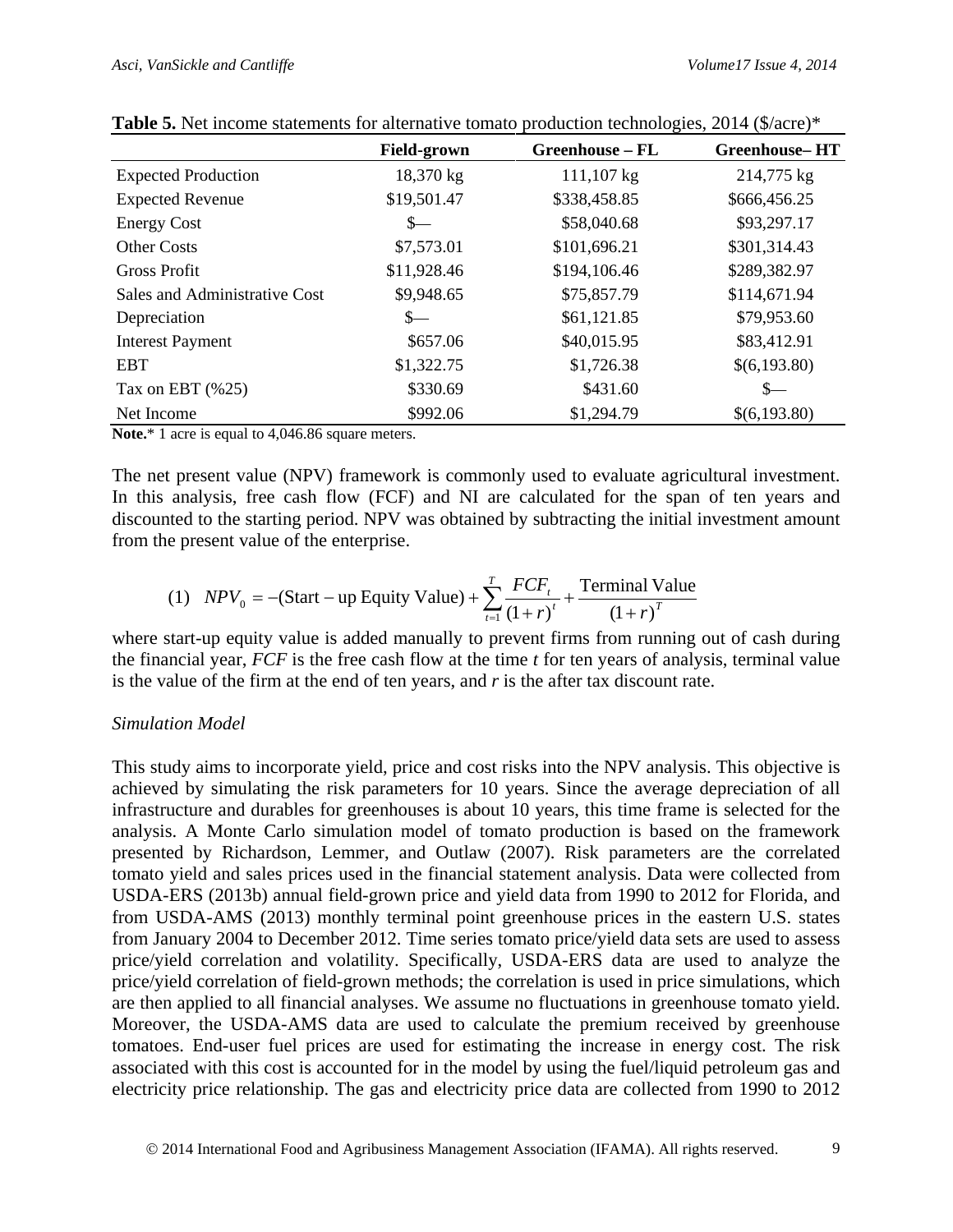**Table 5.** Net income statements for alternative tomato production technologies, 2014 ($/acre)*

| | Field-grown | Greenhouse – FL | Greenhouse– HT |
|---|---|---|---|
| Expected Production | 18,370 kg | 111,107 kg | 214,775 kg |
| Expected Revenue | $19,501.47 | $338,458.85 | $666,456.25 |
| Energy Cost | $— | $58,040.68 | $93,297.17 |
| Other Costs | $7,573.01 | $101,696.21 | $301,314.43 |
| Gross Profit | $11,928.46 | $194,106.46 | $289,382.97 |
| Sales and Administrative Cost | $9,948.65 | $75,857.79 | $114,671.94 |
| Depreciation | $— | $61,121.85 | $79,953.60 |
| Interest Payment | $657.06 | $40,015.95 | $83,412.91 |
| EBT | $1,322.75 | $1,726.38 | $(6,193.80) |
| Tax on EBT (%25) | $330.69 | $431.60 | $— |
| Net Income | $992.06 | $1,294.79 | $(6,193.80) |

**Note.*** 1 acre is equal to 4,046.86 square meters.

The net present value (NPV) framework is commonly used to evaluate agricultural investment. In this analysis, free cash flow (FCF) and NI are calculated for the span of ten years and discounted to the starting period. NPV was obtained by subtracting the initial investment amount from the present value of the enterprise.

$$(1) \quad NPV_0 = -(\text{Start} - \text{up Equity Value}) + \sum_{t=1}^{T} \frac{FCF_t}{(1+r)^t} + \frac{\text{Terminal Value}}{(1+r)^T}$$

where start-up equity value is added manually to prevent firms from running out of cash during the financial year, $FCF$ is the free cash flow at the time $t$ for ten years of analysis, terminal value is the value of the firm at the end of ten years, and $r$ is the after tax discount rate.

*Simulation Model*

This study aims to incorporate yield, price and cost risks into the NPV analysis. This objective is achieved by simulating the risk parameters for 10 years. Since the average depreciation of all infrastructure and durables for greenhouses is about 10 years, this time frame is selected for the analysis. A Monte Carlo simulation model of tomato production is based on the framework presented by Richardson, Lemmer, and Outlaw (2007). Risk parameters are the correlated tomato yield and sales prices used in the financial statement analysis. Data were collected from USDA-ERS (2013b) annual field-grown price and yield data from 1990 to 2012 for Florida, and from USDA-AMS (2013) monthly terminal point greenhouse prices in the eastern U.S. states from January 2004 to December 2012. Time series tomato price/yield data sets are used to assess price/yield correlation and volatility. Specifically, USDA-ERS data are used to analyze the price/yield correlation of field-grown methods; the correlation is used in price simulations, which are then applied to all financial analyses. We assume no fluctuations in greenhouse tomato yield. Moreover, the USDA-AMS data are used to calculate the premium received by greenhouse tomatoes. End-user fuel prices are used for estimating the increase in energy cost. The risk associated with this cost is accounted for in the model by using the fuel/liquid petroleum gas and electricity price relationship. The gas and electricity price data are collected from 1990 to 2012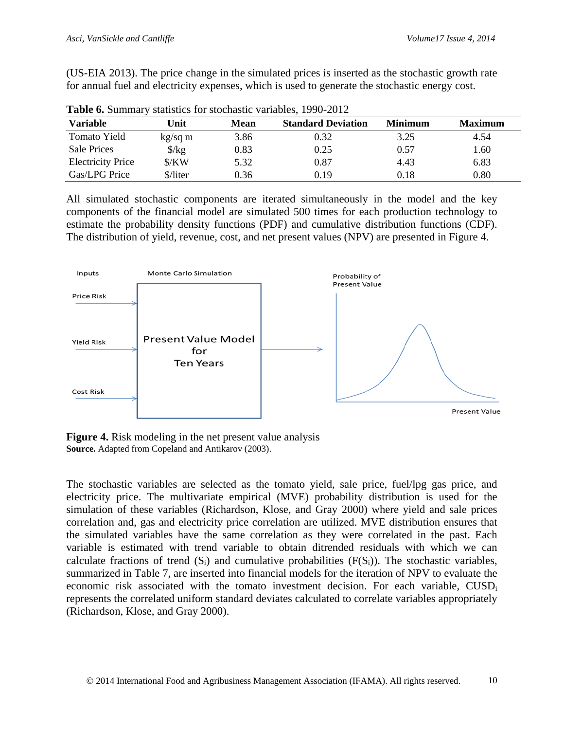(US-EIA 2013). The price change in the simulated prices is inserted as the stochastic growth rate for annual fuel and electricity expenses, which is used to generate the stochastic energy cost.

**Table 6.** Summary statistics for stochastic variables, 1990-2012

| Variable | Unit | Mean | Standard Deviation | Minimum | Maximum |
|---|---|---|---|---|---|
| Tomato Yield | kg/sq m | 3.86 | 0.32 | 3.25 | 4.54 |
| Sale Prices | $/kg | 0.83 | 0.25 | 0.57 | 1.60 |
| Electricity Price | $/KW | 5.32 | 0.87 | 4.43 | 6.83 |
| Gas/LPG Price | $/liter | 0.36 | 0.19 | 0.18 | 0.80 |

All simulated stochastic components are iterated simultaneously in the model and the key components of the financial model are simulated 500 times for each production technology to estimate the probability density functions (PDF) and cumulative distribution functions (CDF). The distribution of yield, revenue, cost, and net present values (NPV) are presented in Figure 4.

**Figure 4.** Risk modeling in the net present value analysis
**Source.** Adapted from Copeland and Antikarov (2003).

The stochastic variables are selected as the tomato yield, sale price, fuel/lpg gas price, and electricity price. The multivariate empirical (MVE) probability distribution is used for the simulation of these variables (Richardson, Klose, and Gray 2000) where yield and sale prices correlation and, gas and electricity price correlation are utilized. MVE distribution ensures that the simulated variables have the same correlation as they were correlated in the past. Each variable is estimated with trend variable to obtain ditrended residuals with which we can calculate fractions of trend ($S_i$) and cumulative probabilities ($F(S_i)$). The stochastic variables, summarized in Table 7, are inserted into financial models for the iteration of NPV to evaluate the economic risk associated with the tomato investment decision. For each variable, $CUSD_i$ represents the correlated uniform standard deviates calculated to correlate variables appropriately (Richardson, Klose, and Gray 2000).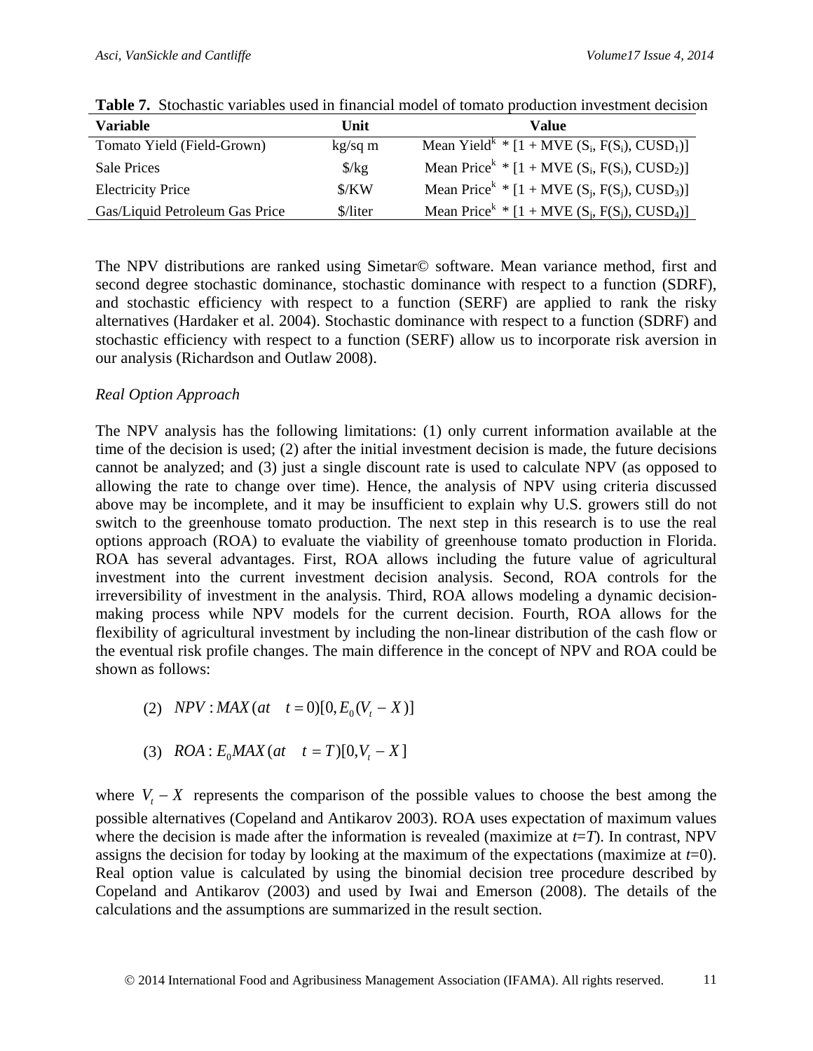**Table 7.** Stochastic variables used in financial model of tomato production investment decision

| Variable | Unit | Value |
|---|---|---|
| Tomato Yield (Field-Grown) | kg/sq m | Mean Yield$^k$ * [1 + MVE ($S_i$, F($S_i$), $CUSD_1$)] |
| Sale Prices | \$/kg | Mean Price$^k$ * [1 + MVE ($S_i$, F($S_i$), $CUSD_2$)] |
| Electricity Price | \$/KW | Mean Price$^k$ * [1 + MVE ($S_j$, F($S_j$), $CUSD_3$)] |
| Gas/Liquid Petroleum Gas Price | \$/liter | Mean Price$^k$ * [1 + MVE ($S_j$, F($S_j$), $CUSD_4$)] |

The NPV distributions are ranked using Simetar© software. Mean variance method, first and second degree stochastic dominance, stochastic dominance with respect to a function (SDRF), and stochastic efficiency with respect to a function (SERF) are applied to rank the risky alternatives (Hardaker et al. 2004). Stochastic dominance with respect to a function (SDRF) and stochastic efficiency with respect to a function (SERF) allow us to incorporate risk aversion in our analysis (Richardson and Outlaw 2008).

*Real Option Approach*

The NPV analysis has the following limitations: (1) only current information available at the time of the decision is used; (2) after the initial investment decision is made, the future decisions cannot be analyzed; and (3) just a single discount rate is used to calculate NPV (as opposed to allowing the rate to change over time). Hence, the analysis of NPV using criteria discussed above may be incomplete, and it may be insufficient to explain why U.S. growers still do not switch to the greenhouse tomato production. The next step in this research is to use the real options approach (ROA) to evaluate the viability of greenhouse tomato production in Florida. ROA has several advantages. First, ROA allows including the future value of agricultural investment into the current investment decision analysis. Second, ROA controls for the irreversibility of investment in the analysis. Third, ROA allows modeling a dynamic decision-making process while NPV models for the current decision. Fourth, ROA allows for the flexibility of agricultural investment by including the non-linear distribution of the cash flow or the eventual risk profile changes. The main difference in the concept of NPV and ROA could be shown as follows:

$$(2) \quad NPV: MAX(at \quad t=0)[0, E_0(V_t - X)]$$

$$(3) \quad ROA: E_0 MAX(at \quad t=T)[0, V_t - X]$$

where $V_t - X$ represents the comparison of the possible values to choose the best among the possible alternatives (Copeland and Antikarov 2003). ROA uses expectation of maximum values where the decision is made after the information is revealed (maximize at $t$=$T$). In contrast, NPV assigns the decision for today by looking at the maximum of the expectations (maximize at $t$=0). Real option value is calculated by using the binomial decision tree procedure described by Copeland and Antikarov (2003) and used by Iwai and Emerson (2008). The details of the calculations and the assumptions are summarized in the result section.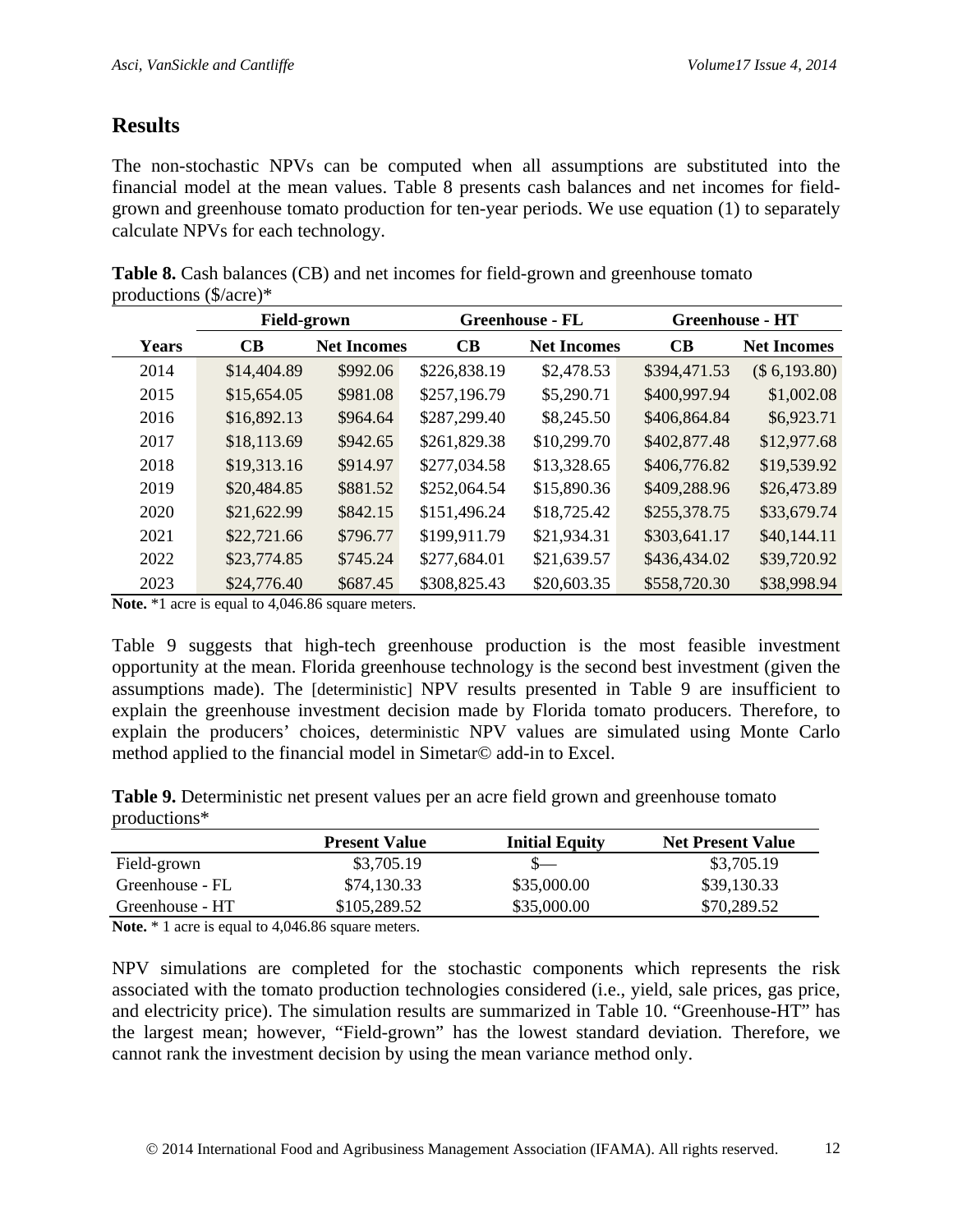## Results

The non-stochastic NPVs can be computed when all assumptions are substituted into the financial model at the mean values. Table 8 presents cash balances and net incomes for field-grown and greenhouse tomato production for ten-year periods. We use equation (1) to separately calculate NPVs for each technology.

**Table 8.** Cash balances (CB) and net incomes for field-grown and greenhouse tomato productions ($/acre)*

| | Field-grown | | Greenhouse - FL | | Greenhouse - HT | |
|---|---|---|---|---|---|---|
| **Years** | **CB** | **Net Incomes** | **CB** | **Net Incomes** | **CB** | **Net Incomes** |
| 2014 | $14,404.89 | $992.06 | $226,838.19 | $2,478.53 | $394,471.53 | ($ 6,193.80) |
| 2015 | $15,654.05 | $981.08 | $257,196.79 | $5,290.71 | $400,997.94 | $1,002.08 |
| 2016 | $16,892.13 | $964.64 | $287,299.40 | $8,245.50 | $406,864.84 | $6,923.71 |
| 2017 | $18,113.69 | $942.65 | $261,829.38 | $10,299.70 | $402,877.48 | $12,977.68 |
| 2018 | $19,313.16 | $914.97 | $277,034.58 | $13,328.65 | $406,776.82 | $19,539.92 |
| 2019 | $20,484.85 | $881.52 | $252,064.54 | $15,890.36 | $409,288.96 | $26,473.89 |
| 2020 | $21,622.99 | $842.15 | $151,496.24 | $18,725.42 | $255,378.75 | $33,679.74 |
| 2021 | $22,721.66 | $796.77 | $199,911.79 | $21,934.31 | $303,641.17 | $40,144.11 |
| 2022 | $23,774.85 | $745.24 | $277,684.01 | $21,639.57 | $436,434.02 | $39,720.92 |
| 2023 | $24,776.40 | $687.45 | $308,825.43 | $20,603.35 | $558,720.30 | $38,998.94 |

**Note.** *1 acre is equal to 4,046.86 square meters.

Table 9 suggests that high-tech greenhouse production is the most feasible investment opportunity at the mean. Florida greenhouse technology is the second best investment (given the assumptions made). The [deterministic] NPV results presented in Table 9 are insufficient to explain the greenhouse investment decision made by Florida tomato producers. Therefore, to explain the producers' choices, deterministic NPV values are simulated using Monte Carlo method applied to the financial model in Simetar© add-in to Excel.

**Table 9.** Deterministic net present values per an acre field grown and greenhouse tomato productions*

| | Present Value | Initial Equity | Net Present Value |
|---|---|---|---|
| Field-grown | $3,705.19 | $— | $3,705.19 |
| Greenhouse - FL | $74,130.33 | $35,000.00 | $39,130.33 |
| Greenhouse - HT | $105,289.52 | $35,000.00 | $70,289.52 |

**Note.** * 1 acre is equal to 4,046.86 square meters.

NPV simulations are completed for the stochastic components which represents the risk associated with the tomato production technologies considered (i.e., yield, sale prices, gas price, and electricity price). The simulation results are summarized in Table 10. "Greenhouse-HT" has the largest mean; however, "Field-grown" has the lowest standard deviation. Therefore, we cannot rank the investment decision by using the mean variance method only.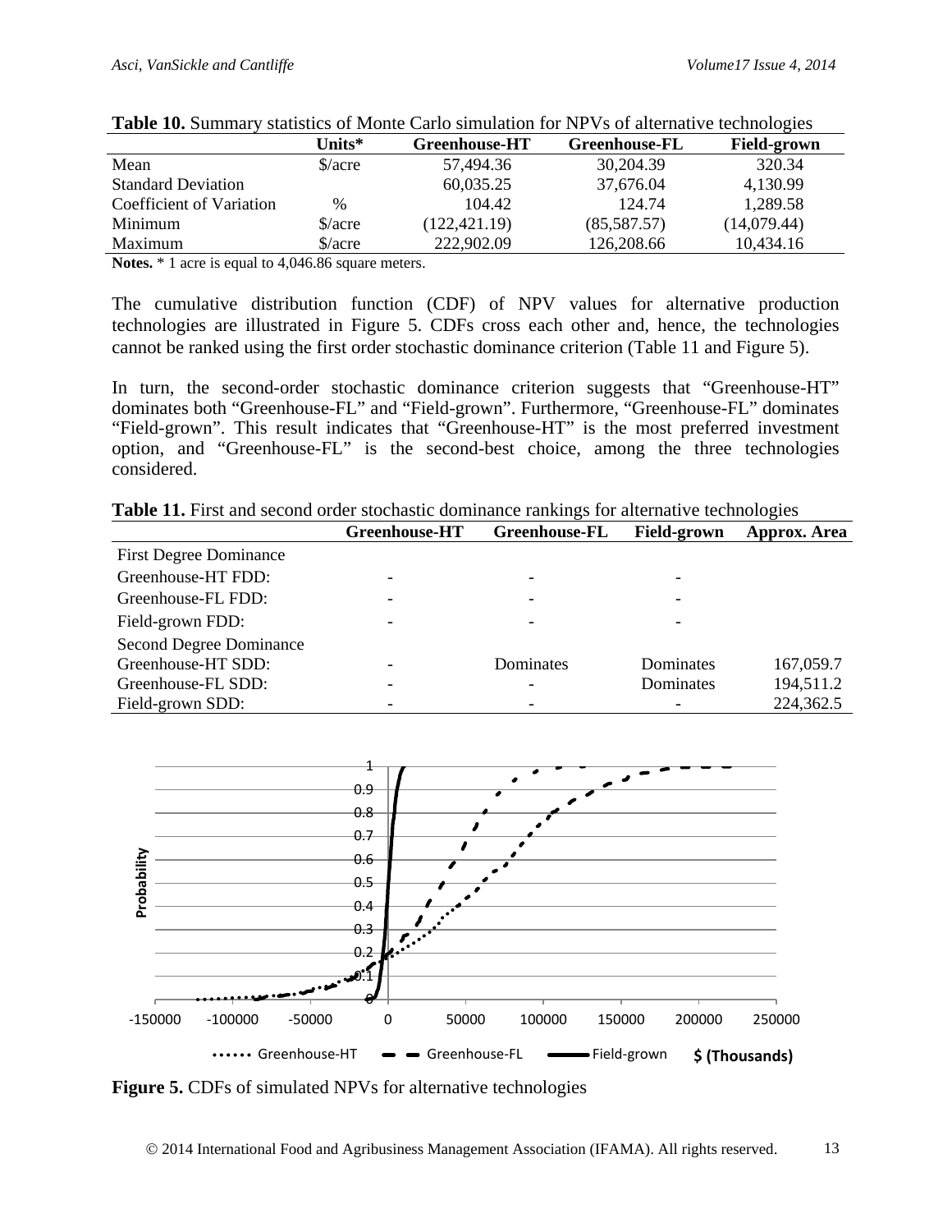**Table 10.** Summary statistics of Monte Carlo simulation for NPVs of alternative technologies

| | Units* | Greenhouse-HT | Greenhouse-FL | Field-grown |
|---|---|---|---|---|
| Mean | $/acre | 57,494.36 | 30,204.39 | 320.34 |
| Standard Deviation | | 60,035.25 | 37,676.04 | 4,130.99 |
| Coefficient of Variation | % | 104.42 | 124.74 | 1,289.58 |
| Minimum | $/acre | (122,421.19) | (85,587.57) | (14,079.44) |
| Maximum | $/acre | 222,902.09 | 126,208.66 | 10,434.16 |

**Notes.** * 1 acre is equal to 4,046.86 square meters.

The cumulative distribution function (CDF) of NPV values for alternative production technologies are illustrated in Figure 5. CDFs cross each other and, hence, the technologies cannot be ranked using the first order stochastic dominance criterion (Table 11 and Figure 5).

In turn, the second-order stochastic dominance criterion suggests that "Greenhouse-HT" dominates both "Greenhouse-FL" and "Field-grown". Furthermore, "Greenhouse-FL" dominates "Field-grown". This result indicates that "Greenhouse-HT" is the most preferred investment option, and "Greenhouse-FL" is the second-best choice, among the three technologies considered.

**Table 11.** First and second order stochastic dominance rankings for alternative technologies

| | Greenhouse-HT | Greenhouse-FL | Field-grown | Approx. Area |
|---|---|---|---|---|
| First Degree Dominance | | | | |
| Greenhouse-HT FDD: | - | - | - | |
| Greenhouse-FL FDD: | - | - | - | |
| Field-grown FDD: | - | - | - | |
| Second Degree Dominance | | | | |
| Greenhouse-HT SDD: | - | Dominates | Dominates | 167,059.7 |
| Greenhouse-FL SDD: | - | - | Dominates | 194,511.2 |
| Field-grown SDD: | - | - | - | 224,362.5 |

**Figure 5.** CDFs of simulated NPVs for alternative technologies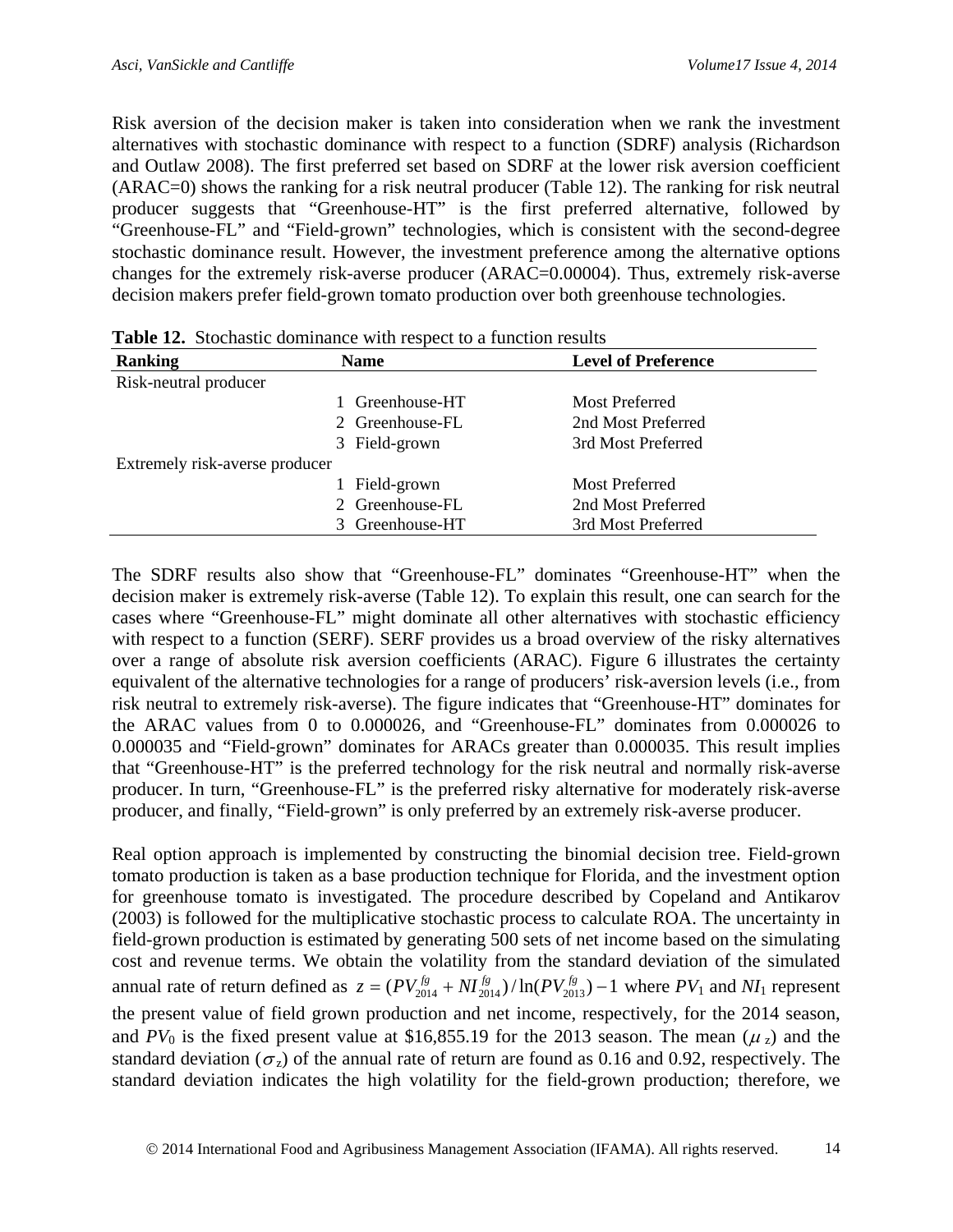Risk aversion of the decision maker is taken into consideration when we rank the investment alternatives with stochastic dominance with respect to a function (SDRF) analysis (Richardson and Outlaw 2008). The first preferred set based on SDRF at the lower risk aversion coefficient (ARAC=0) shows the ranking for a risk neutral producer (Table 12). The ranking for risk neutral producer suggests that "Greenhouse-HT" is the first preferred alternative, followed by "Greenhouse-FL" and "Field-grown" technologies, which is consistent with the second-degree stochastic dominance result. However, the investment preference among the alternative options changes for the extremely risk-averse producer (ARAC=0.00004). Thus, extremely risk-averse decision makers prefer field-grown tomato production over both greenhouse technologies.

**Table 12.** Stochastic dominance with respect to a function results

| Ranking | | Name | Level of Preference |
|---|---|---|---|
| Risk-neutral producer | | | |
| | 1 | Greenhouse-HT | Most Preferred |
| | 2 | Greenhouse-FL | 2nd Most Preferred |
| | 3 | Field-grown | 3rd Most Preferred |
| Extremely risk-averse producer | | | |
| | 1 | Field-grown | Most Preferred |
| | 2 | Greenhouse-FL | 2nd Most Preferred |
| | 3 | Greenhouse-HT | 3rd Most Preferred |

The SDRF results also show that "Greenhouse-FL" dominates "Greenhouse-HT" when the decision maker is extremely risk-averse (Table 12). To explain this result, one can search for the cases where "Greenhouse-FL" might dominate all other alternatives with stochastic efficiency with respect to a function (SERF). SERF provides us a broad overview of the risky alternatives over a range of absolute risk aversion coefficients (ARAC). Figure 6 illustrates the certainty equivalent of the alternative technologies for a range of producers' risk-aversion levels (i.e., from risk neutral to extremely risk-averse). The figure indicates that "Greenhouse-HT" dominates for the ARAC values from 0 to 0.000026, and "Greenhouse-FL" dominates from 0.000026 to 0.000035 and "Field-grown" dominates for ARACs greater than 0.000035. This result implies that "Greenhouse-HT" is the preferred technology for the risk neutral and normally risk-averse producer. In turn, "Greenhouse-FL" is the preferred risky alternative for moderately risk-averse producer, and finally, "Field-grown" is only preferred by an extremely risk-averse producer.

Real option approach is implemented by constructing the binomial decision tree. Field-grown tomato production is taken as a base production technique for Florida, and the investment option for greenhouse tomato is investigated. The procedure described by Copeland and Antikarov (2003) is followed for the multiplicative stochastic process to calculate ROA. The uncertainty in field-grown production is estimated by generating 500 sets of net income based on the simulating cost and revenue terms. We obtain the volatility from the standard deviation of the simulated annual rate of return defined as $z = (PV_{2014}^{fg} + NI_{2014}^{fg}) / \ln(PV_{2013}^{fg}) - 1$ where $PV_1$ and $NI_1$ represent the present value of field grown production and net income, respectively, for the 2014 season, and $PV_0$ is the fixed present value at \$16,855.19 for the 2013 season. The mean ($\mu_z$) and the standard deviation ($\sigma_z$) of the annual rate of return are found as 0.16 and 0.92, respectively. The standard deviation indicates the high volatility for the field-grown production; therefore, we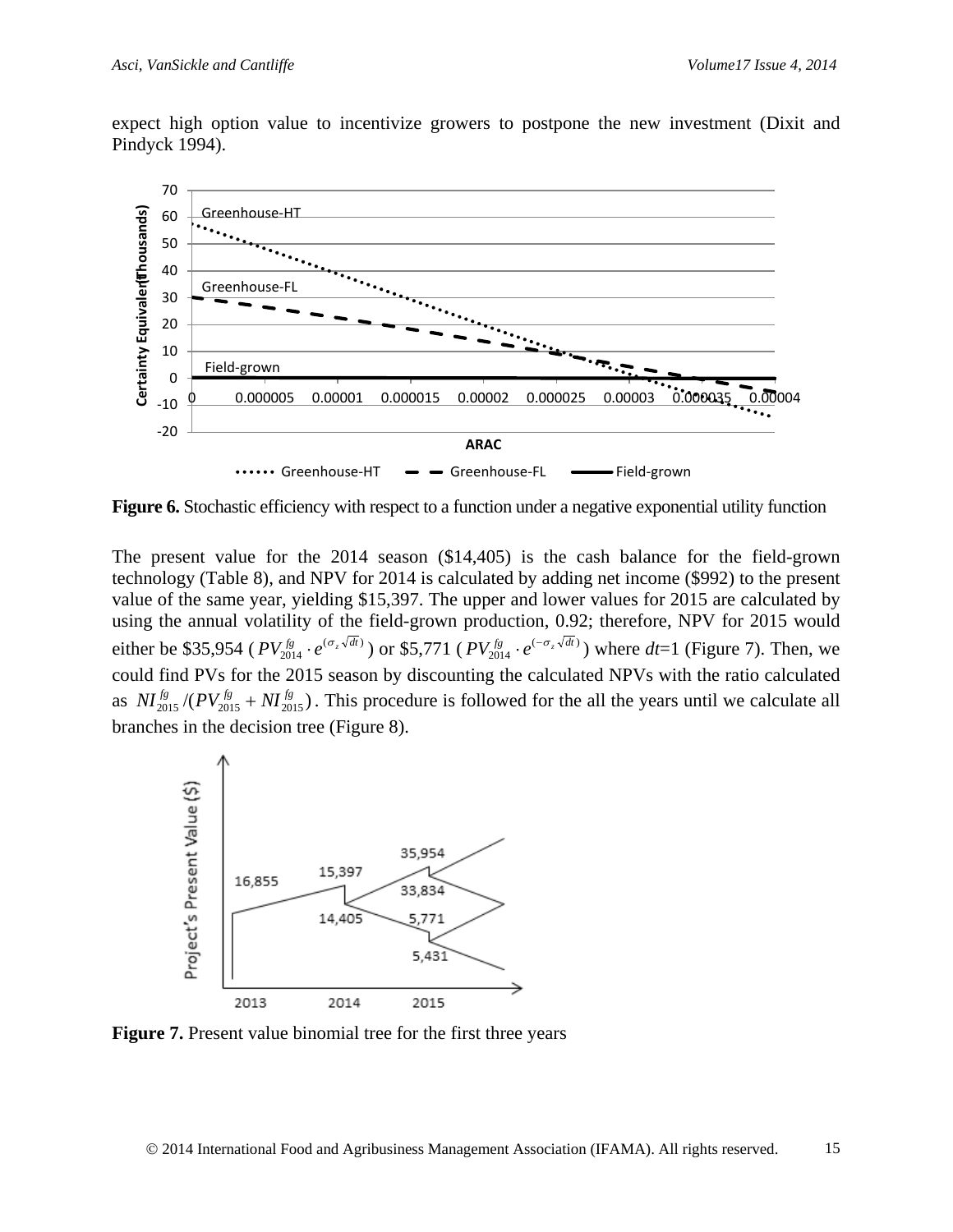expect high option value to incentivize growers to postpone the new investment (Dixit and Pindyck 1994).

**Figure 6.** Stochastic efficiency with respect to a function under a negative exponential utility function

The present value for the 2014 season ($14,405) is the cash balance for the field-grown technology (Table 8), and NPV for 2014 is calculated by adding net income ($992) to the present value of the same year, yielding $15,397. The upper and lower values for 2015 are calculated by using the annual volatility of the field-grown production, 0.92; therefore, NPV for 2015 would either be $35,954 ($PV_{2014}^{fg} \cdot e^{(\sigma_z \sqrt{dt})}$) or $5,771 ($PV_{2014}^{fg} \cdot e^{(-\sigma_z \sqrt{dt})}$) where $dt$=1 (Figure 7). Then, we could find PVs for the 2015 season by discounting the calculated NPVs with the ratio calculated as $NI_{2015}^{fg} / (PV_{2015}^{fg} + NI_{2015}^{fg})$. This procedure is followed for the all the years until we calculate all branches in the decision tree (Figure 8).

**Figure 7.** Present value binomial tree for the first three years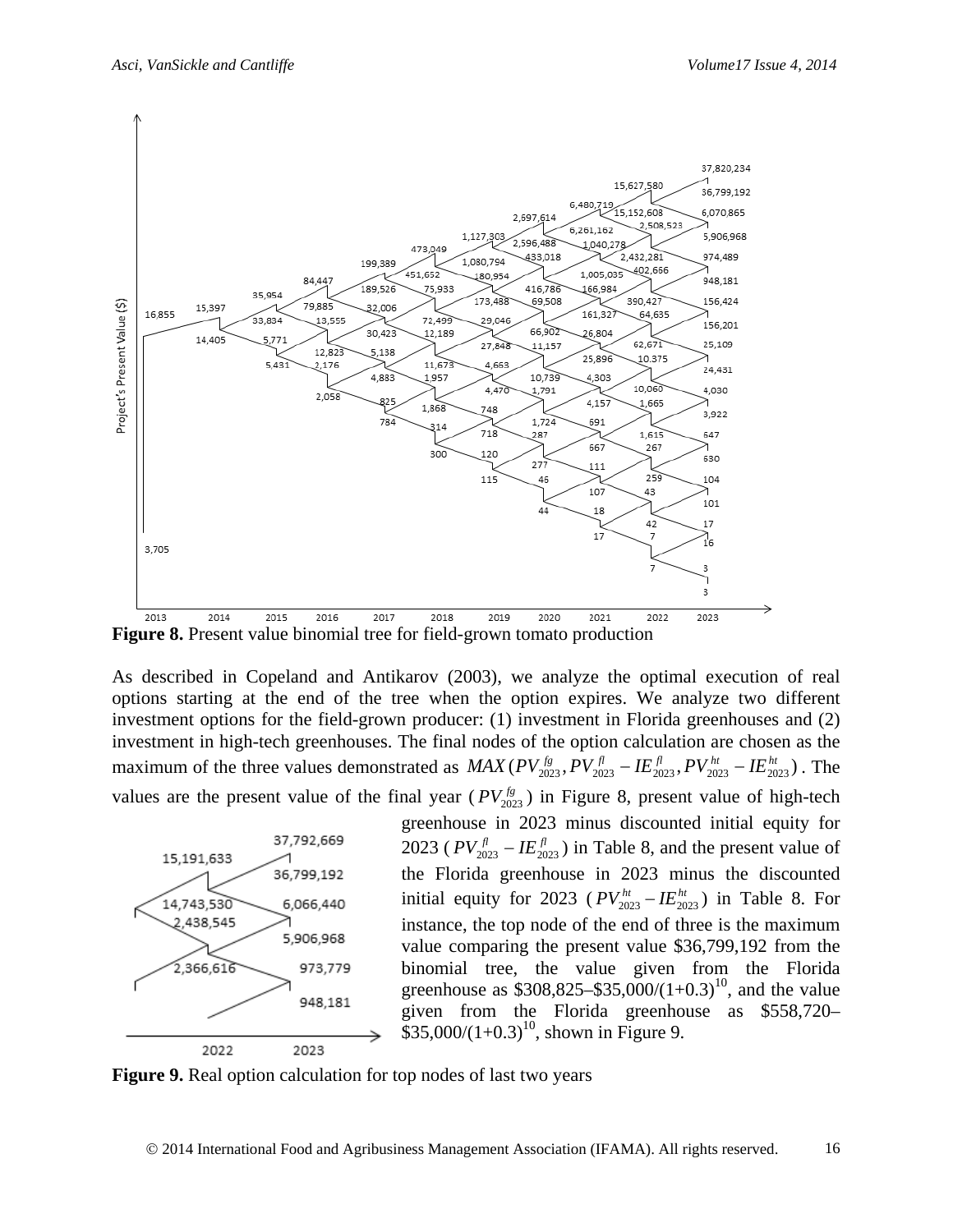**Figure 8.** Present value binomial tree for field-grown tomato production

As described in Copeland and Antikarov (2003), we analyze the optimal execution of real options starting at the end of the tree when the option expires. We analyze two different investment options for the field-grown producer: (1) investment in Florida greenhouses and (2) investment in high-tech greenhouses. The final nodes of the option calculation are chosen as the maximum of the three values demonstrated as $MAX(PV_{2023}^{fg}, PV_{2023}^{fl} - IE_{2023}^{fl}, PV_{2023}^{ht} - IE_{2023}^{ht})$. The values are the present value of the final year ($PV_{2023}^{fg}$) in Figure 8, present value of high-tech greenhouse in 2023 minus discounted initial equity for 2023 ($PV_{2023}^{fl} - IE_{2023}^{fl}$) in Table 8, and the present value of the Florida greenhouse in 2023 minus the discounted initial equity for 2023 ($PV_{2023}^{ht} - IE_{2023}^{ht}$) in Table 8. For instance, the top node of the end of three is the maximum value comparing the present value \$36,799,192 from the binomial tree, the value given from the Florida greenhouse as \$308,825–\$35,000/(1+0.3)[10], and the value given from the Florida greenhouse as \$558,720–\$35,000/(1+0.3)[10], shown in Figure 9.

**Figure 9.** Real option calculation for top nodes of last two years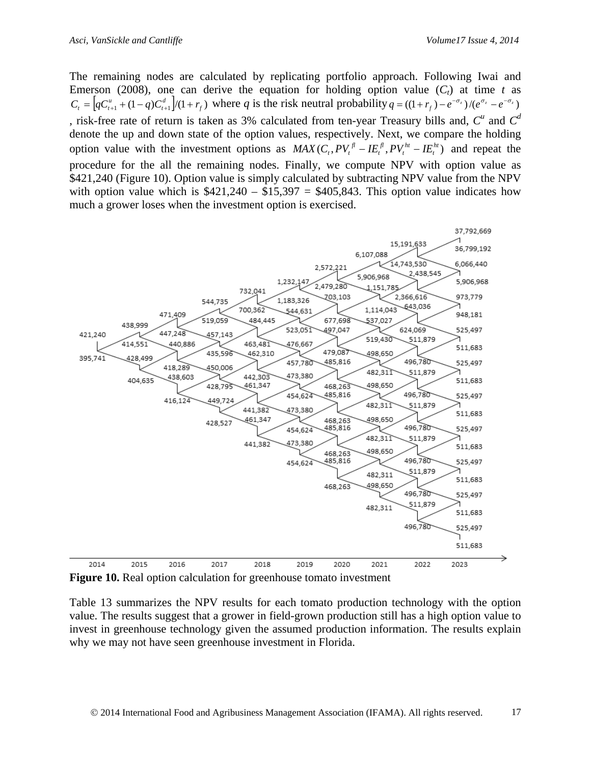The remaining nodes are calculated by replicating portfolio approach. Following Iwai and Emerson (2008), one can derive the equation for holding option value ($C_t$) at time *t* as $C_t = \left[qC^u_{t+1} + (1-q)C^d_{t+1}\right]/(1+r_f)$ where *q* is the risk neutral probability $q = ((1+r_f) - e^{-\sigma_z})/(e^{\sigma_z} - e^{-\sigma_z})$, risk-free rate of return is taken as 3% calculated from ten-year Treasury bills and, $C^u$ and $C^d$ denote the up and down state of the option values, respectively. Next, we compare the holding option value with the investment options as $MAX(C_t, PV^{fl}_t - IE^{fl}_t, PV^{ht}_t - IE^{ht}_t)$ and repeat the procedure for the all the remaining nodes. Finally, we compute NPV with option value as $421,240 (Figure 10). Option value is simply calculated by subtracting NPV value from the NPV with option value which is $421,240 – $15,397 = $405,843. This option value indicates how much a grower loses when the investment option is exercised.

**Figure 10.** Real option calculation for greenhouse tomato investment

Table 13 summarizes the NPV results for each tomato production technology with the option value. The results suggest that a grower in field-grown production still has a high option value to invest in greenhouse technology given the assumed production information. The results explain why we may not have seen greenhouse investment in Florida.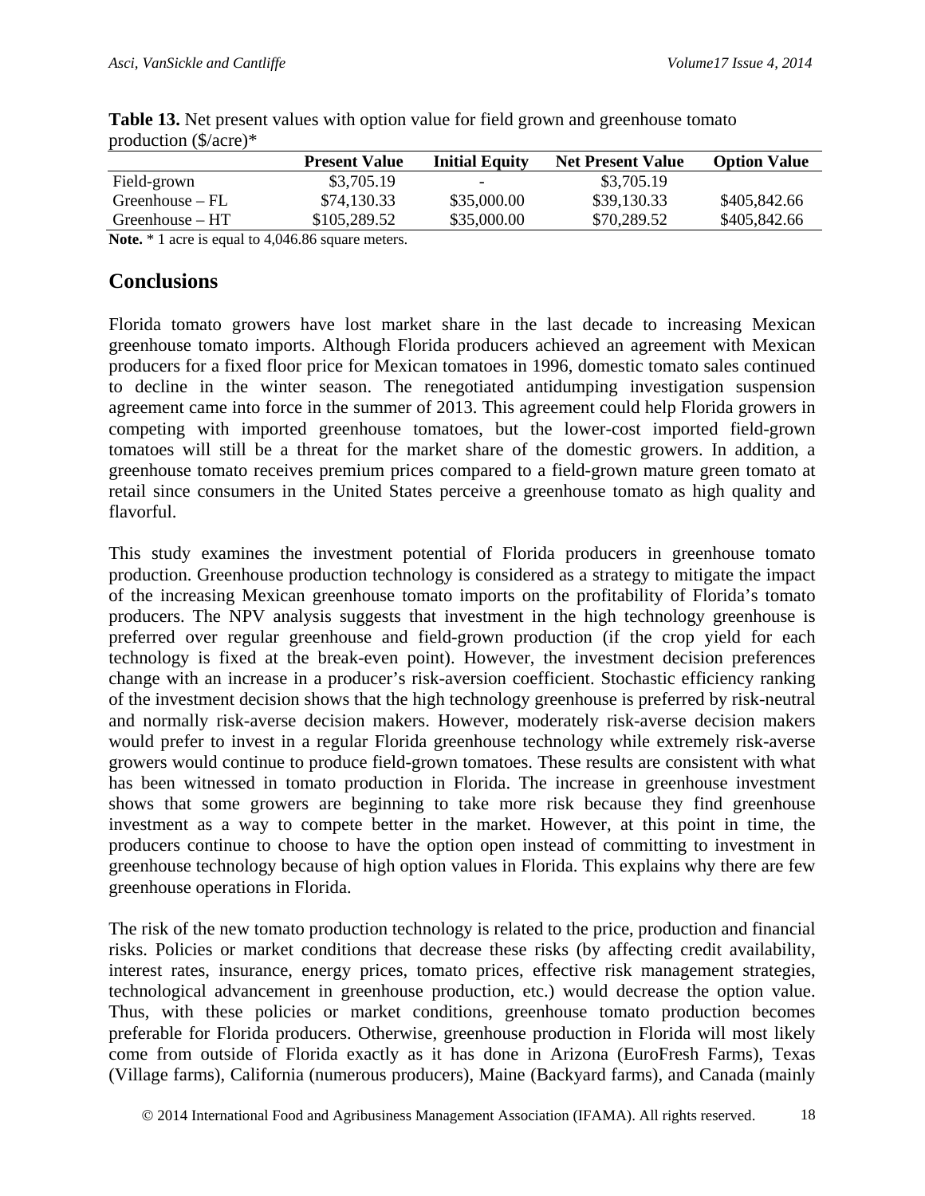**Table 13.** Net present values with option value for field grown and greenhouse tomato production ($/acre)*

| | Present Value | Initial Equity | Net Present Value | Option Value |
|---|---|---|---|---|
| Field-grown | $3,705.19 | - | $3,705.19 | |
| Greenhouse – FL | $74,130.33 | $35,000.00 | $39,130.33 | $405,842.66 |
| Greenhouse – HT | $105,289.52 | $35,000.00 | $70,289.52 | $405,842.66 |

**Note.** * 1 acre is equal to 4,046.86 square meters.

## Conclusions

Florida tomato growers have lost market share in the last decade to increasing Mexican greenhouse tomato imports. Although Florida producers achieved an agreement with Mexican producers for a fixed floor price for Mexican tomatoes in 1996, domestic tomato sales continued to decline in the winter season. The renegotiated antidumping investigation suspension agreement came into force in the summer of 2013. This agreement could help Florida growers in competing with imported greenhouse tomatoes, but the lower-cost imported field-grown tomatoes will still be a threat for the market share of the domestic growers. In addition, a greenhouse tomato receives premium prices compared to a field-grown mature green tomato at retail since consumers in the United States perceive a greenhouse tomato as high quality and flavorful.

This study examines the investment potential of Florida producers in greenhouse tomato production. Greenhouse production technology is considered as a strategy to mitigate the impact of the increasing Mexican greenhouse tomato imports on the profitability of Florida's tomato producers. The NPV analysis suggests that investment in the high technology greenhouse is preferred over regular greenhouse and field-grown production (if the crop yield for each technology is fixed at the break-even point). However, the investment decision preferences change with an increase in a producer's risk-aversion coefficient. Stochastic efficiency ranking of the investment decision shows that the high technology greenhouse is preferred by risk-neutral and normally risk-averse decision makers. However, moderately risk-averse decision makers would prefer to invest in a regular Florida greenhouse technology while extremely risk-averse growers would continue to produce field-grown tomatoes. These results are consistent with what has been witnessed in tomato production in Florida. The increase in greenhouse investment shows that some growers are beginning to take more risk because they find greenhouse investment as a way to compete better in the market. However, at this point in time, the producers continue to choose to have the option open instead of committing to investment in greenhouse technology because of high option values in Florida. This explains why there are few greenhouse operations in Florida.

The risk of the new tomato production technology is related to the price, production and financial risks. Policies or market conditions that decrease these risks (by affecting credit availability, interest rates, insurance, energy prices, tomato prices, effective risk management strategies, technological advancement in greenhouse production, etc.) would decrease the option value. Thus, with these policies or market conditions, greenhouse tomato production becomes preferable for Florida producers. Otherwise, greenhouse production in Florida will most likely come from outside of Florida exactly as it has done in Arizona (EuroFresh Farms), Texas (Village farms), California (numerous producers), Maine (Backyard farms), and Canada (mainly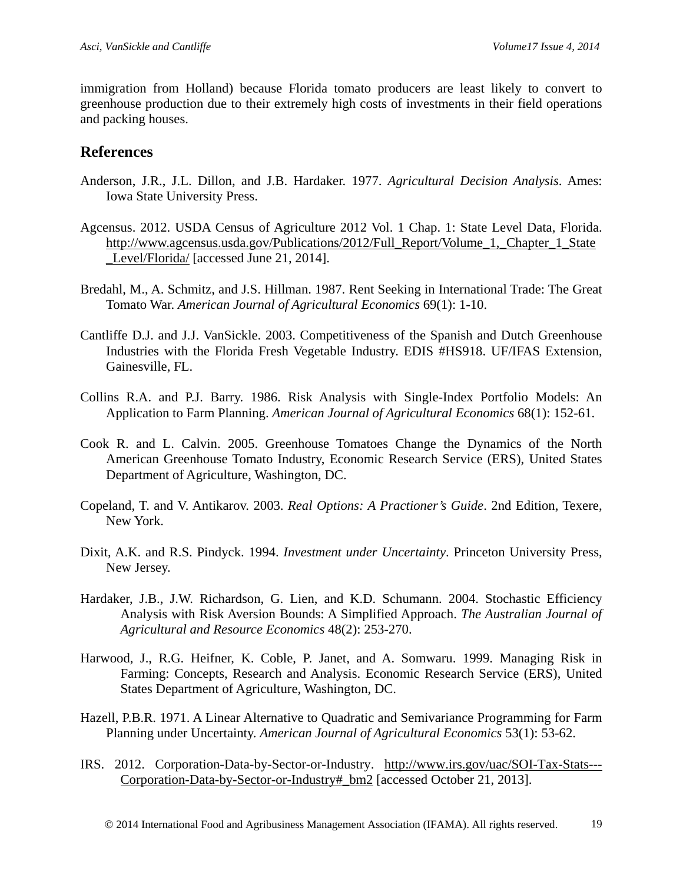immigration from Holland) because Florida tomato producers are least likely to convert to greenhouse production due to their extremely high costs of investments in their field operations and packing houses.

## References

Anderson, J.R., J.L. Dillon, and J.B. Hardaker. 1977. *Agricultural Decision Analysis*. Ames: Iowa State University Press.

Agcensus. 2012. USDA Census of Agriculture 2012 Vol. 1 Chap. 1: State Level Data, Florida. http://www.agcensus.usda.gov/Publications/2012/Full_Report/Volume_1,_Chapter_1_State_Level/Florida/ [accessed June 21, 2014].

Bredahl, M., A. Schmitz, and J.S. Hillman. 1987. Rent Seeking in International Trade: The Great Tomato War. *American Journal of Agricultural Economics* 69(1): 1-10.

Cantliffe D.J. and J.J. VanSickle. 2003. Competitiveness of the Spanish and Dutch Greenhouse Industries with the Florida Fresh Vegetable Industry. EDIS #HS918. UF/IFAS Extension, Gainesville, FL.

Collins R.A. and P.J. Barry. 1986. Risk Analysis with Single-Index Portfolio Models: An Application to Farm Planning. *American Journal of Agricultural Economics* 68(1): 152-61.

Cook R. and L. Calvin. 2005. Greenhouse Tomatoes Change the Dynamics of the North American Greenhouse Tomato Industry, Economic Research Service (ERS), United States Department of Agriculture, Washington, DC.

Copeland, T. and V. Antikarov. 2003. *Real Options: A Practioner's Guide*. 2nd Edition, Texere, New York.

Dixit, A.K. and R.S. Pindyck. 1994. *Investment under Uncertainty*. Princeton University Press, New Jersey.

Hardaker, J.B., J.W. Richardson, G. Lien, and K.D. Schumann. 2004. Stochastic Efficiency Analysis with Risk Aversion Bounds: A Simplified Approach. *The Australian Journal of Agricultural and Resource Economics* 48(2): 253-270.

Harwood, J., R.G. Heifner, K. Coble, P. Janet, and A. Somwaru. 1999. Managing Risk in Farming: Concepts, Research and Analysis. Economic Research Service (ERS), United States Department of Agriculture, Washington, DC.

Hazell, P.B.R. 1971. A Linear Alternative to Quadratic and Semivariance Programming for Farm Planning under Uncertainty. *American Journal of Agricultural Economics* 53(1): 53-62.

IRS. 2012. Corporation-Data-by-Sector-or-Industry. http://www.irs.gov/uac/SOI-Tax-Stats---Corporation-Data-by-Sector-or-Industry#_bm2 [accessed October 21, 2013].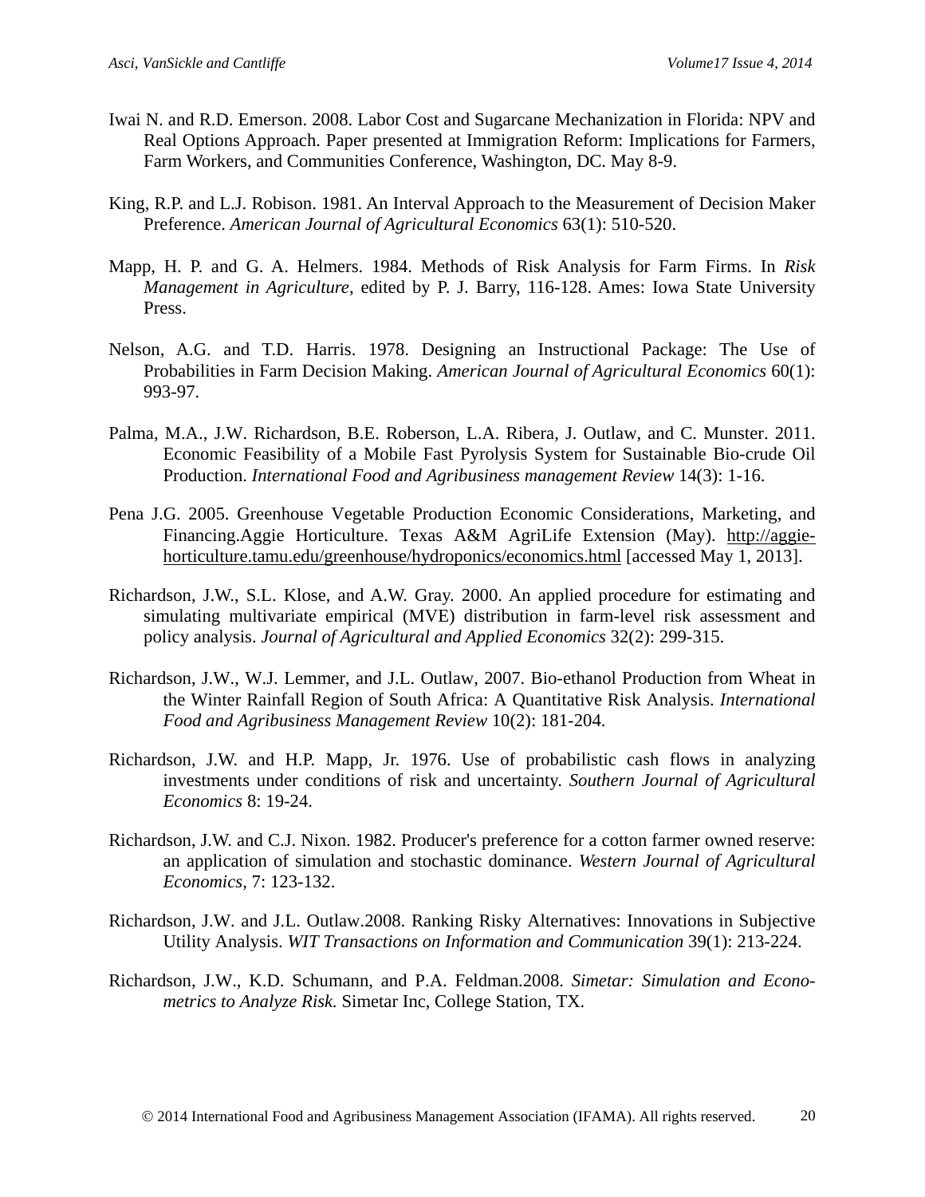Iwai N. and R.D. Emerson. 2008. Labor Cost and Sugarcane Mechanization in Florida: NPV and Real Options Approach. Paper presented at Immigration Reform: Implications for Farmers, Farm Workers, and Communities Conference, Washington, DC. May 8-9.

King, R.P. and L.J. Robison. 1981. An Interval Approach to the Measurement of Decision Maker Preference. *American Journal of Agricultural Economics* 63(1): 510-520.

Mapp, H. P. and G. A. Helmers. 1984. Methods of Risk Analysis for Farm Firms. In *Risk Management in Agriculture*, edited by P. J. Barry, 116-128. Ames: Iowa State University Press.

Nelson, A.G. and T.D. Harris. 1978. Designing an Instructional Package: The Use of Probabilities in Farm Decision Making. *American Journal of Agricultural Economics* 60(1): 993-97.

Palma, M.A., J.W. Richardson, B.E. Roberson, L.A. Ribera, J. Outlaw, and C. Munster. 2011. Economic Feasibility of a Mobile Fast Pyrolysis System for Sustainable Bio-crude Oil Production. *International Food and Agribusiness management Review* 14(3): 1-16.

Pena J.G. 2005. Greenhouse Vegetable Production Economic Considerations, Marketing, and Financing.Aggie Horticulture. Texas A&M AgriLife Extension (May). http://aggie-horticulture.tamu.edu/greenhouse/hydroponics/economics.html [accessed May 1, 2013].

Richardson, J.W., S.L. Klose, and A.W. Gray. 2000. An applied procedure for estimating and simulating multivariate empirical (MVE) distribution in farm-level risk assessment and policy analysis. *Journal of Agricultural and Applied Economics* 32(2): 299-315.

Richardson, J.W., W.J. Lemmer, and J.L. Outlaw, 2007. Bio-ethanol Production from Wheat in the Winter Rainfall Region of South Africa: A Quantitative Risk Analysis. *International Food and Agribusiness Management Review* 10(2): 181-204.

Richardson, J.W. and H.P. Mapp, Jr. 1976. Use of probabilistic cash flows in analyzing investments under conditions of risk and uncertainty. *Southern Journal of Agricultural Economics* 8: 19-24.

Richardson, J.W. and C.J. Nixon. 1982. Producer's preference for a cotton farmer owned reserve: an application of simulation and stochastic dominance. *Western Journal of Agricultural Economics*, 7: 123-132.

Richardson, J.W. and J.L. Outlaw.2008. Ranking Risky Alternatives: Innovations in Subjective Utility Analysis. *WIT Transactions on Information and Communication* 39(1): 213-224.

Richardson, J.W., K.D. Schumann, and P.A. Feldman.2008. *Simetar: Simulation and Econometrics to Analyze Risk*. Simetar Inc, College Station, TX.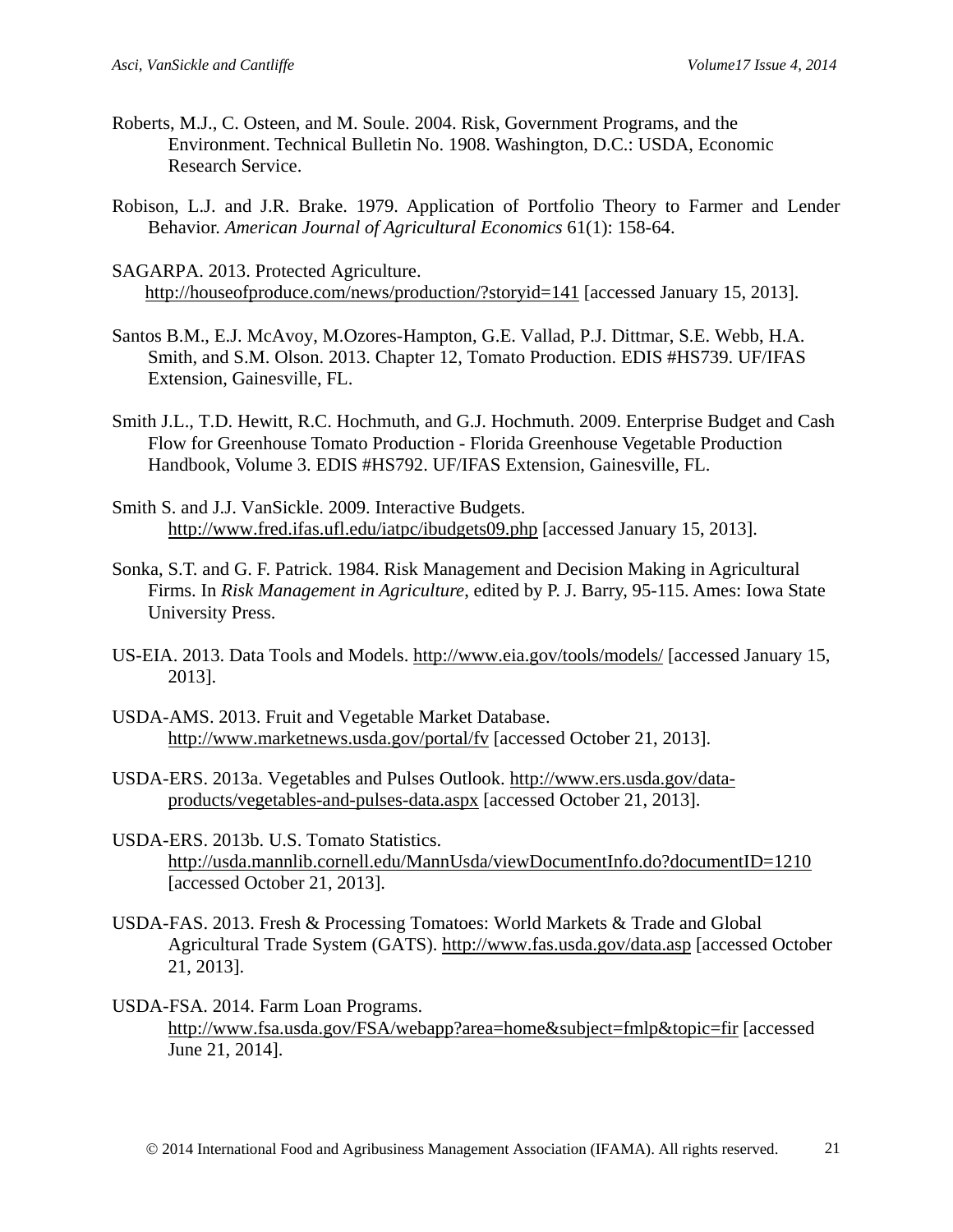Roberts, M.J., C. Osteen, and M. Soule. 2004. Risk, Government Programs, and the Environment. Technical Bulletin No. 1908. Washington, D.C.: USDA, Economic Research Service.

Robison, L.J. and J.R. Brake. 1979. Application of Portfolio Theory to Farmer and Lender Behavior. *American Journal of Agricultural Economics* 61(1): 158-64.

SAGARPA. 2013. Protected Agriculture. http://houseofproduce.com/news/production/?storyid=141 [accessed January 15, 2013].

Santos B.M., E.J. McAvoy, M.Ozores-Hampton, G.E. Vallad, P.J. Dittmar, S.E. Webb, H.A. Smith, and S.M. Olson. 2013. Chapter 12, Tomato Production. EDIS #HS739. UF/IFAS Extension, Gainesville, FL.

Smith J.L., T.D. Hewitt, R.C. Hochmuth, and G.J. Hochmuth. 2009. Enterprise Budget and Cash Flow for Greenhouse Tomato Production - Florida Greenhouse Vegetable Production Handbook, Volume 3. EDIS #HS792. UF/IFAS Extension, Gainesville, FL.

Smith S. and J.J. VanSickle. 2009. Interactive Budgets. http://www.fred.ifas.ufl.edu/iatpc/ibudgets09.php [accessed January 15, 2013].

Sonka, S.T. and G. F. Patrick. 1984. Risk Management and Decision Making in Agricultural Firms. In *Risk Management in Agriculture*, edited by P. J. Barry, 95-115. Ames: Iowa State University Press.

US-EIA. 2013. Data Tools and Models. http://www.eia.gov/tools/models/ [accessed January 15, 2013].

USDA-AMS. 2013. Fruit and Vegetable Market Database. http://www.marketnews.usda.gov/portal/fv [accessed October 21, 2013].

USDA-ERS. 2013a. Vegetables and Pulses Outlook. http://www.ers.usda.gov/data-products/vegetables-and-pulses-data.aspx [accessed October 21, 2013].

USDA-ERS. 2013b. U.S. Tomato Statistics. http://usda.mannlib.cornell.edu/MannUsda/viewDocumentInfo.do?documentID=1210 [accessed October 21, 2013].

USDA-FAS. 2013. Fresh & Processing Tomatoes: World Markets & Trade and Global Agricultural Trade System (GATS). http://www.fas.usda.gov/data.asp [accessed October 21, 2013].

USDA-FSA. 2014. Farm Loan Programs. http://www.fsa.usda.gov/FSA/webapp?area=home&subject=fmlp&topic=fir [accessed June 21, 2014].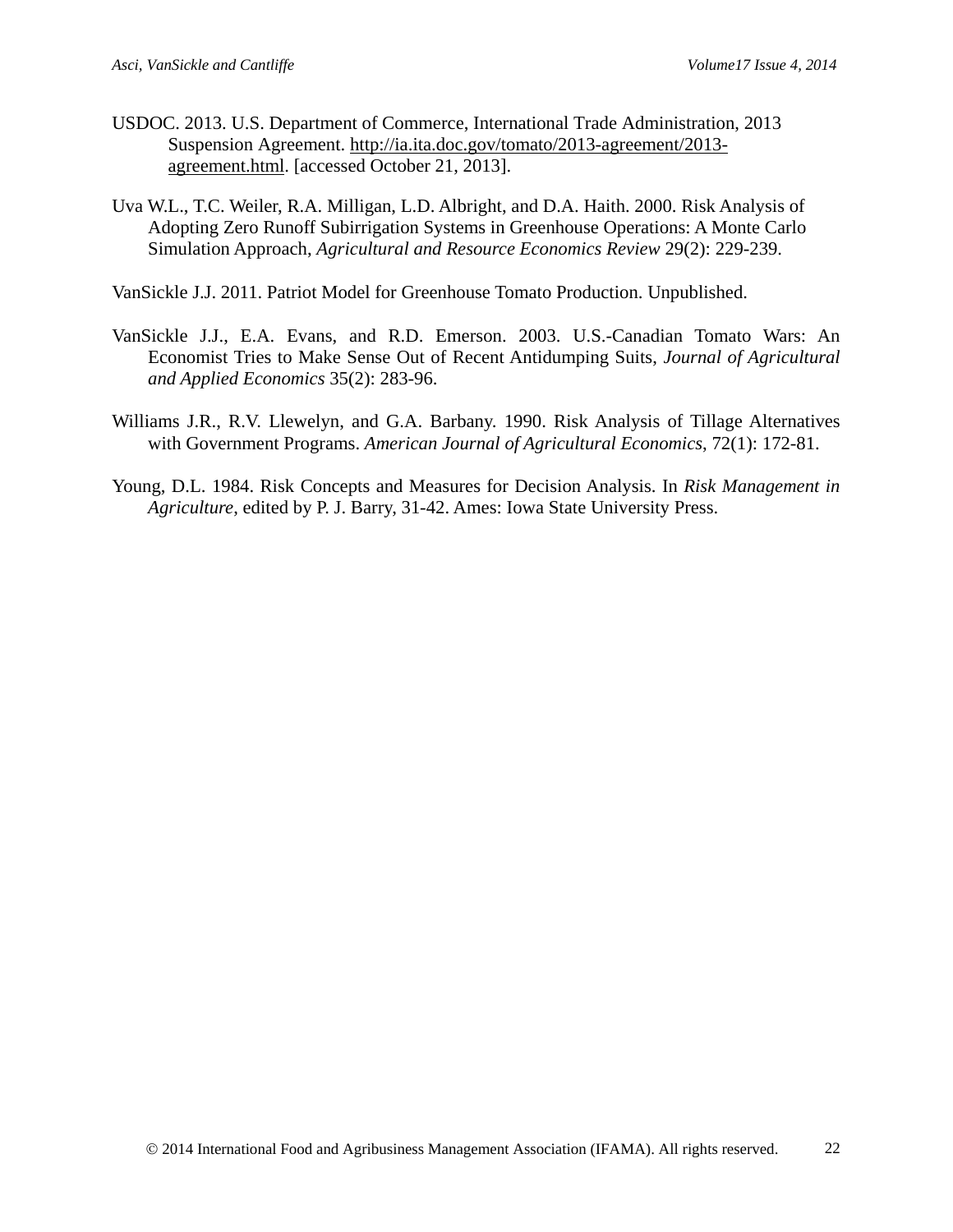USDOC. 2013. U.S. Department of Commerce, International Trade Administration, 2013 Suspension Agreement. http://ia.ita.doc.gov/tomato/2013-agreement/2013-agreement.html. [accessed October 21, 2013].

Uva W.L., T.C. Weiler, R.A. Milligan, L.D. Albright, and D.A. Haith. 2000. Risk Analysis of Adopting Zero Runoff Subirrigation Systems in Greenhouse Operations: A Monte Carlo Simulation Approach, *Agricultural and Resource Economics Review* 29(2): 229-239.

VanSickle J.J. 2011. Patriot Model for Greenhouse Tomato Production. Unpublished.

VanSickle J.J., E.A. Evans, and R.D. Emerson. 2003. U.S.-Canadian Tomato Wars: An Economist Tries to Make Sense Out of Recent Antidumping Suits, *Journal of Agricultural and Applied Economics* 35(2): 283-96.

Williams J.R., R.V. Llewelyn, and G.A. Barbany. 1990. Risk Analysis of Tillage Alternatives with Government Programs. *American Journal of Agricultural Economics*, 72(1): 172-81.

Young, D.L. 1984. Risk Concepts and Measures for Decision Analysis. In *Risk Management in Agriculture*, edited by P. J. Barry, 31-42. Ames: Iowa State University Press.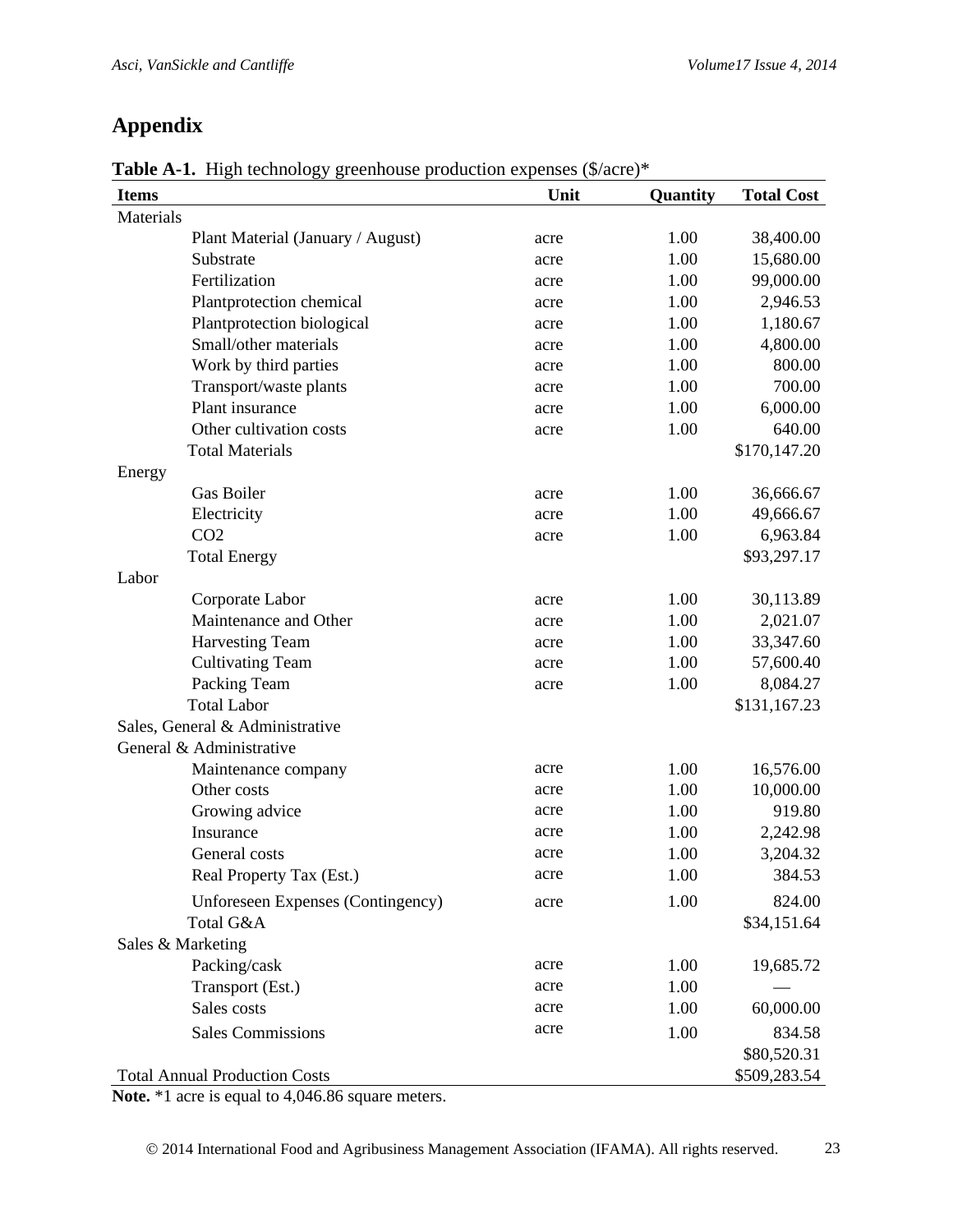# Appendix

**Table A-1.** High technology greenhouse production expenses ($/acre)*

| Items | Unit | Quantity | Total Cost |
|---|---|---|---|
| Materials | | | |
| Plant Material (January / August) | acre | 1.00 | 38,400.00 |
| Substrate | acre | 1.00 | 15,680.00 |
| Fertilization | acre | 1.00 | 99,000.00 |
| Plantprotection chemical | acre | 1.00 | 2,946.53 |
| Plantprotection biological | acre | 1.00 | 1,180.67 |
| Small/other materials | acre | 1.00 | 4,800.00 |
| Work by third parties | acre | 1.00 | 800.00 |
| Transport/waste plants | acre | 1.00 | 700.00 |
| Plant insurance | acre | 1.00 | 6,000.00 |
| Other cultivation costs | acre | 1.00 | 640.00 |
| Total Materials | | | $170,147.20 |
| Energy | | | |
| Gas Boiler | acre | 1.00 | 36,666.67 |
| Electricity | acre | 1.00 | 49,666.67 |
| $CO_2$ | acre | 1.00 | 6,963.84 |
| Total Energy | | | $93,297.17 |
| Labor | | | |
| Corporate Labor | acre | 1.00 | 30,113.89 |
| Maintenance and Other | acre | 1.00 | 2,021.07 |
| Harvesting Team | acre | 1.00 | 33,347.60 |
| Cultivating Team | acre | 1.00 | 57,600.40 |
| Packing Team | acre | 1.00 | 8,084.27 |
| Total Labor | | | $131,167.23 |
| Sales, General & Administrative | | | |
| General & Administrative | | | |
| Maintenance company | acre | 1.00 | 16,576.00 |
| Other costs | acre | 1.00 | 10,000.00 |
| Growing advice | acre | 1.00 | 919.80 |
| Insurance | acre | 1.00 | 2,242.98 |
| General costs | acre | 1.00 | 3,204.32 |
| Real Property Tax (Est.) | acre | 1.00 | 384.53 |
| Unforeseen Expenses (Contingency) | acre | 1.00 | 824.00 |
| Total G&A | | | $34,151.64 |
| Sales & Marketing | | | |
| Packing/cask | acre | 1.00 | 19,685.72 |
| Transport (Est.) | acre | 1.00 | — |
| Sales costs | acre | 1.00 | 60,000.00 |
| Sales Commissions | acre | 1.00 | 834.58 |
| | | | $80,520.31 |
| Total Annual Production Costs | | | $509,283.54 |

**Note.** *1 acre is equal to 4,046.86 square meters.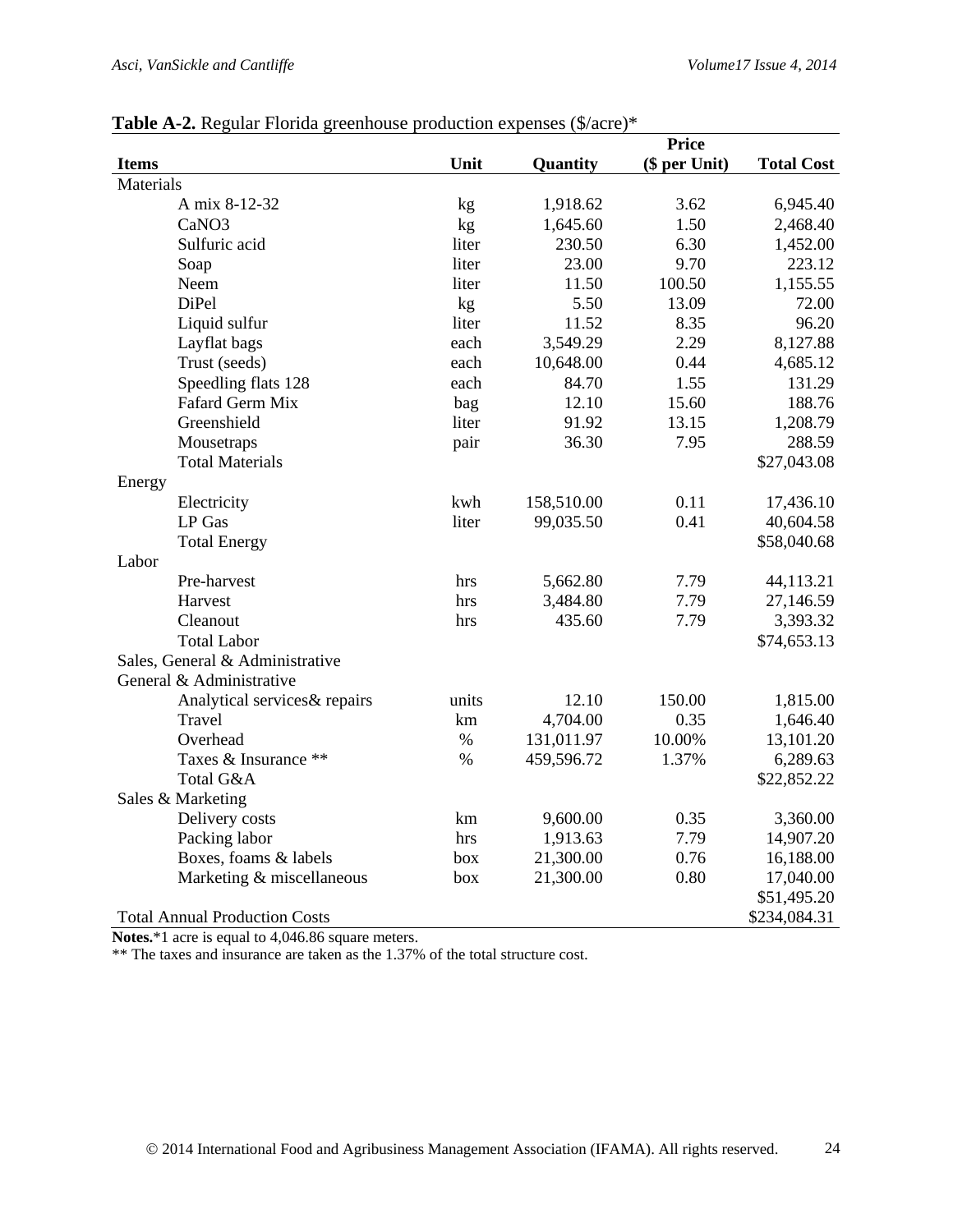**Table A-2.** Regular Florida greenhouse production expenses ($/acre)*

| Items | Unit | Quantity | Price ($ per Unit) | Total Cost |
|---|---|---|---|---|
| Materials | | | | |
| A mix 8-12-32 | kg | 1,918.62 | 3.62 | 6,945.40 |
| CaNO3 | kg | 1,645.60 | 1.50 | 2,468.40 |
| Sulfuric acid | liter | 230.50 | 6.30 | 1,452.00 |
| Soap | liter | 23.00 | 9.70 | 223.12 |
| Neem | liter | 11.50 | 100.50 | 1,155.55 |
| DiPel | kg | 5.50 | 13.09 | 72.00 |
| Liquid sulfur | liter | 11.52 | 8.35 | 96.20 |
| Layflat bags | each | 3,549.29 | 2.29 | 8,127.88 |
| Trust (seeds) | each | 10,648.00 | 0.44 | 4,685.12 |
| Speedling flats 128 | each | 84.70 | 1.55 | 131.29 |
| Fafard Germ Mix | bag | 12.10 | 15.60 | 188.76 |
| Greenshield | liter | 91.92 | 13.15 | 1,208.79 |
| Mousetraps | pair | 36.30 | 7.95 | 288.59 |
| Total Materials | | | | $27,043.08 |
| Energy | | | | |
| Electricity | kwh | 158,510.00 | 0.11 | 17,436.10 |
| LP Gas | liter | 99,035.50 | 0.41 | 40,604.58 |
| Total Energy | | | | $58,040.68 |
| Labor | | | | |
| Pre-harvest | hrs | 5,662.80 | 7.79 | 44,113.21 |
| Harvest | hrs | 3,484.80 | 7.79 | 27,146.59 |
| Cleanout | hrs | 435.60 | 7.79 | 3,393.32 |
| Total Labor | | | | $74,653.13 |
| Sales, General & Administrative | | | | |
| General & Administrative | | | | |
| Analytical services& repairs | units | 12.10 | 150.00 | 1,815.00 |
| Travel | km | 4,704.00 | 0.35 | 1,646.40 |
| Overhead | % | 131,011.97 | 10.00% | 13,101.20 |
| Taxes & Insurance ** | % | 459,596.72 | 1.37% | 6,289.63 |
| Total G&A | | | | $22,852.22 |
| Sales & Marketing | | | | |
| Delivery costs | km | 9,600.00 | 0.35 | 3,360.00 |
| Packing labor | hrs | 1,913.63 | 7.79 | 14,907.20 |
| Boxes, foams & labels | box | 21,300.00 | 0.76 | 16,188.00 |
| Marketing & miscellaneous | box | 21,300.00 | 0.80 | 17,040.00 |
| | | | | $51,495.20 |
| Total Annual Production Costs | | | | $234,084.31 |

**Notes.***1 acre is equal to 4,046.86 square meters.

** The taxes and insurance are taken as the 1.37% of the total structure cost.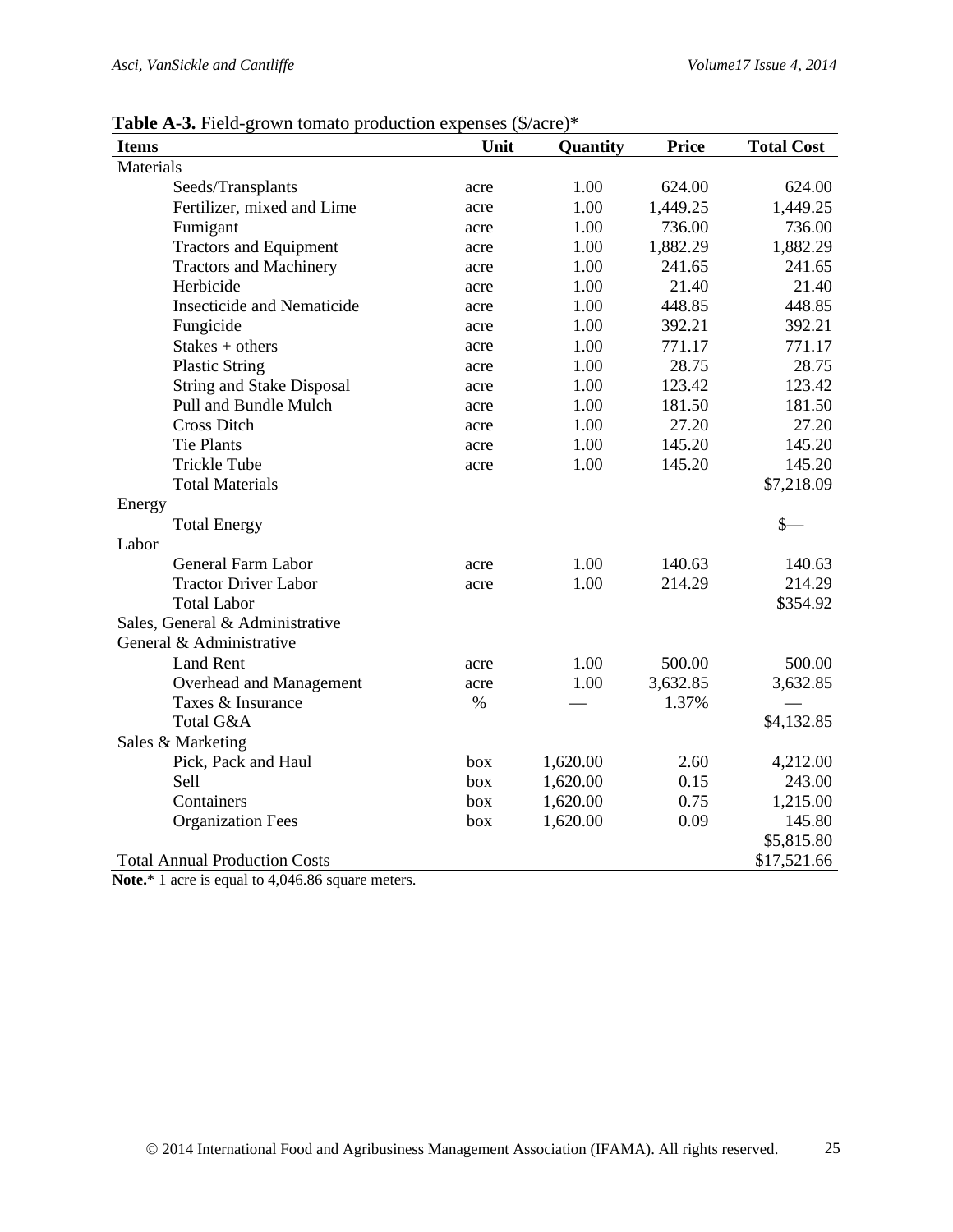**Table A-3.** Field-grown tomato production expenses ($/acre)*

| Items | Unit | Quantity | Price | Total Cost |
|---|---|---|---|---|
| Materials | | | | |
| Seeds/Transplants | acre | 1.00 | 624.00 | 624.00 |
| Fertilizer, mixed and Lime | acre | 1.00 | 1,449.25 | 1,449.25 |
| Fumigant | acre | 1.00 | 736.00 | 736.00 |
| Tractors and Equipment | acre | 1.00 | 1,882.29 | 1,882.29 |
| Tractors and Machinery | acre | 1.00 | 241.65 | 241.65 |
| Herbicide | acre | 1.00 | 21.40 | 21.40 |
| Insecticide and Nematicide | acre | 1.00 | 448.85 | 448.85 |
| Fungicide | acre | 1.00 | 392.21 | 392.21 |
| Stakes + others | acre | 1.00 | 771.17 | 771.17 |
| Plastic String | acre | 1.00 | 28.75 | 28.75 |
| String and Stake Disposal | acre | 1.00 | 123.42 | 123.42 |
| Pull and Bundle Mulch | acre | 1.00 | 181.50 | 181.50 |
| Cross Ditch | acre | 1.00 | 27.20 | 27.20 |
| Tie Plants | acre | 1.00 | 145.20 | 145.20 |
| Trickle Tube | acre | 1.00 | 145.20 | 145.20 |
| Total Materials | | | | $7,218.09 |
| Energy | | | | |
| Total Energy | | | | $— |
| Labor | | | | |
| General Farm Labor | acre | 1.00 | 140.63 | 140.63 |
| Tractor Driver Labor | acre | 1.00 | 214.29 | 214.29 |
| Total Labor | | | | $354.92 |
| Sales, General & Administrative | | | | |
| General & Administrative | | | | |
| Land Rent | acre | 1.00 | 500.00 | 500.00 |
| Overhead and Management | acre | 1.00 | 3,632.85 | 3,632.85 |
| Taxes & Insurance | % | — | 1.37% | — |
| Total G&A | | | | $4,132.85 |
| Sales & Marketing | | | | |
| Pick, Pack and Haul | box | 1,620.00 | 2.60 | 4,212.00 |
| Sell | box | 1,620.00 | 0.15 | 243.00 |
| Containers | box | 1,620.00 | 0.75 | 1,215.00 |
| Organization Fees | box | 1,620.00 | 0.09 | 145.80 |
| | | | | $5,815.80 |
| Total Annual Production Costs | | | | $17,521.66 |

**Note.*** 1 acre is equal to 4,046.86 square meters.